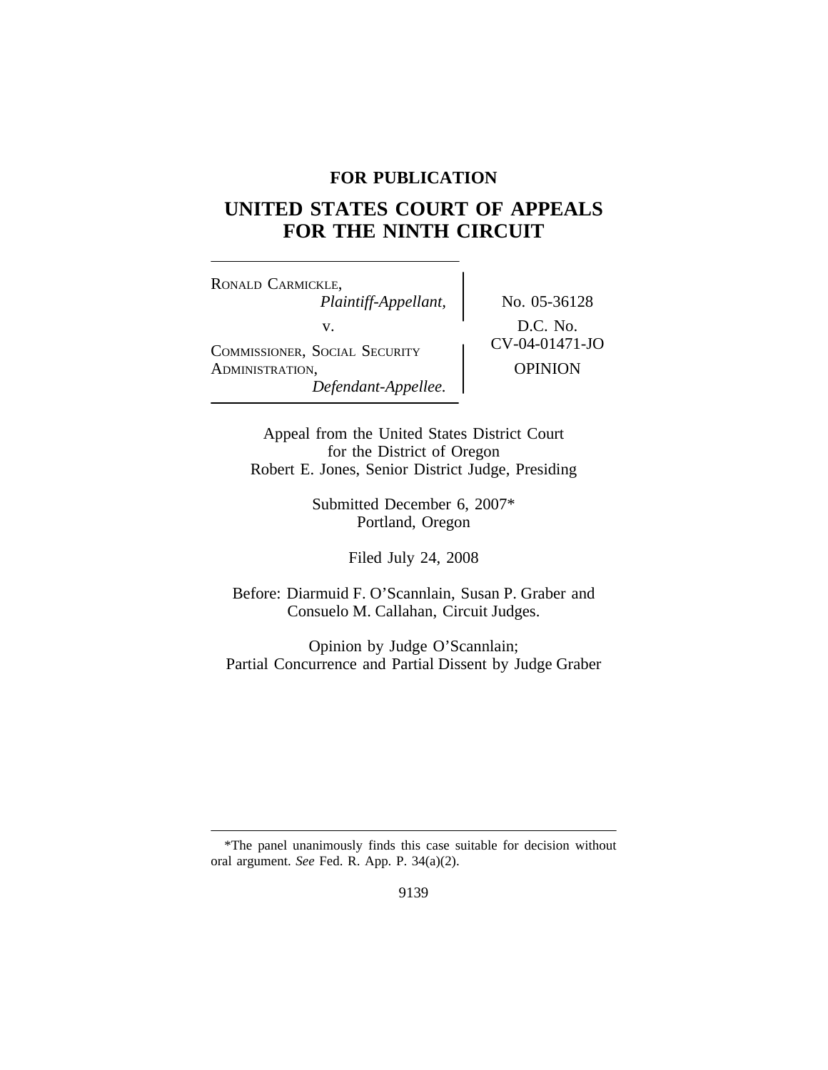**FOR PUBLICATION**

# UNITED STATES COURT OF APPEALS FOR THE NINTH CIRCUIT

RONALD CARMICKLE,
*Plaintiff-Appellant,*

v.

COMMISSIONER, SOCIAL SECURITY ADMINISTRATION,
*Defendant-Appellee.*

No. 05-36128

D.C. No. CV-04-01471-JO

OPINION

Appeal from the United States District Court for the District of Oregon
Robert E. Jones, Senior District Judge, Presiding

Submitted December 6, 2007*
Portland, Oregon

Filed July 24, 2008

Before: Diarmuid F. O'Scannlain, Susan P. Graber and Consuelo M. Callahan, Circuit Judges.

Opinion by Judge O'Scannlain;
Partial Concurrence and Partial Dissent by Judge Graber

---

*The panel unanimously finds this case suitable for decision without oral argument. *See* Fed. R. App. P. 34(a)(2).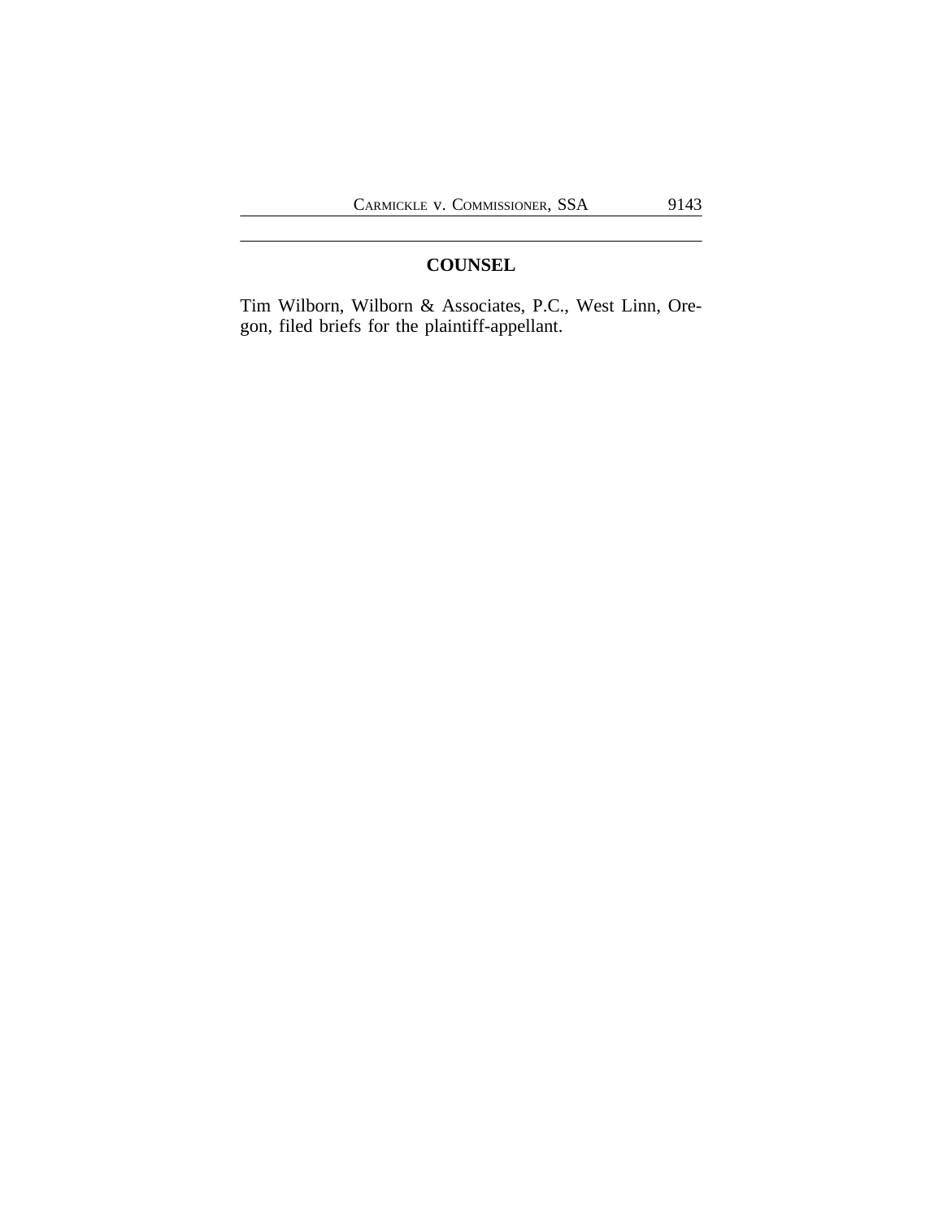## COUNSEL

Tim Wilborn, Wilborn & Associates, P.C., West Linn, Oregon, filed briefs for the plaintiff-appellant.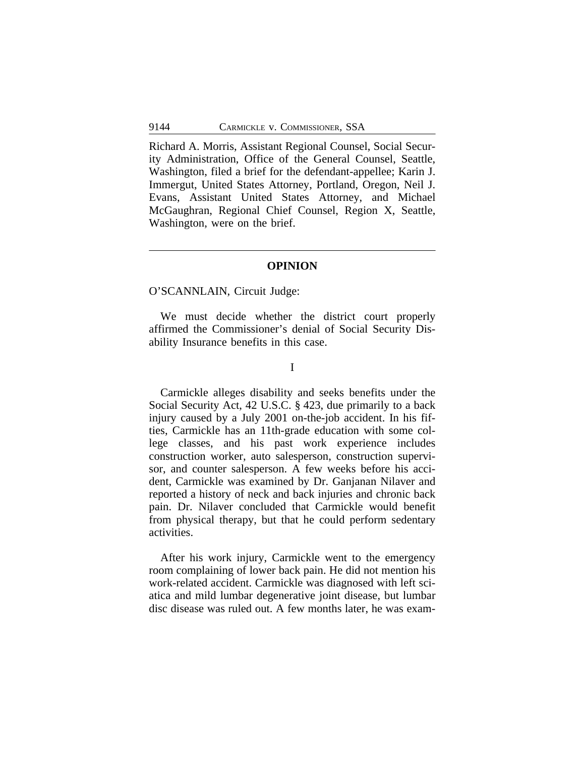Richard A. Morris, Assistant Regional Counsel, Social Security Administration, Office of the General Counsel, Seattle, Washington, filed a brief for the defendant-appellee; Karin J. Immergut, United States Attorney, Portland, Oregon, Neil J. Evans, Assistant United States Attorney, and Michael McGaughran, Regional Chief Counsel, Region X, Seattle, Washington, were on the brief.

---

## OPINION

O'SCANNLAIN, Circuit Judge:

We must decide whether the district court properly affirmed the Commissioner's denial of Social Security Disability Insurance benefits in this case.

### I

Carmickle alleges disability and seeks benefits under the Social Security Act, 42 U.S.C. § 423, due primarily to a back injury caused by a July 2001 on-the-job accident. In his fifties, Carmickle has an 11th-grade education with some college classes, and his past work experience includes construction worker, auto salesperson, construction supervisor, and counter salesperson. A few weeks before his accident, Carmickle was examined by Dr. Ganjanan Nilaver and reported a history of neck and back injuries and chronic back pain. Dr. Nilaver concluded that Carmickle would benefit from physical therapy, but that he could perform sedentary activities.

After his work injury, Carmickle went to the emergency room complaining of lower back pain. He did not mention his work-related accident. Carmickle was diagnosed with left sciatica and mild lumbar degenerative joint disease, but lumbar disc disease was ruled out. A few months later, he was exam-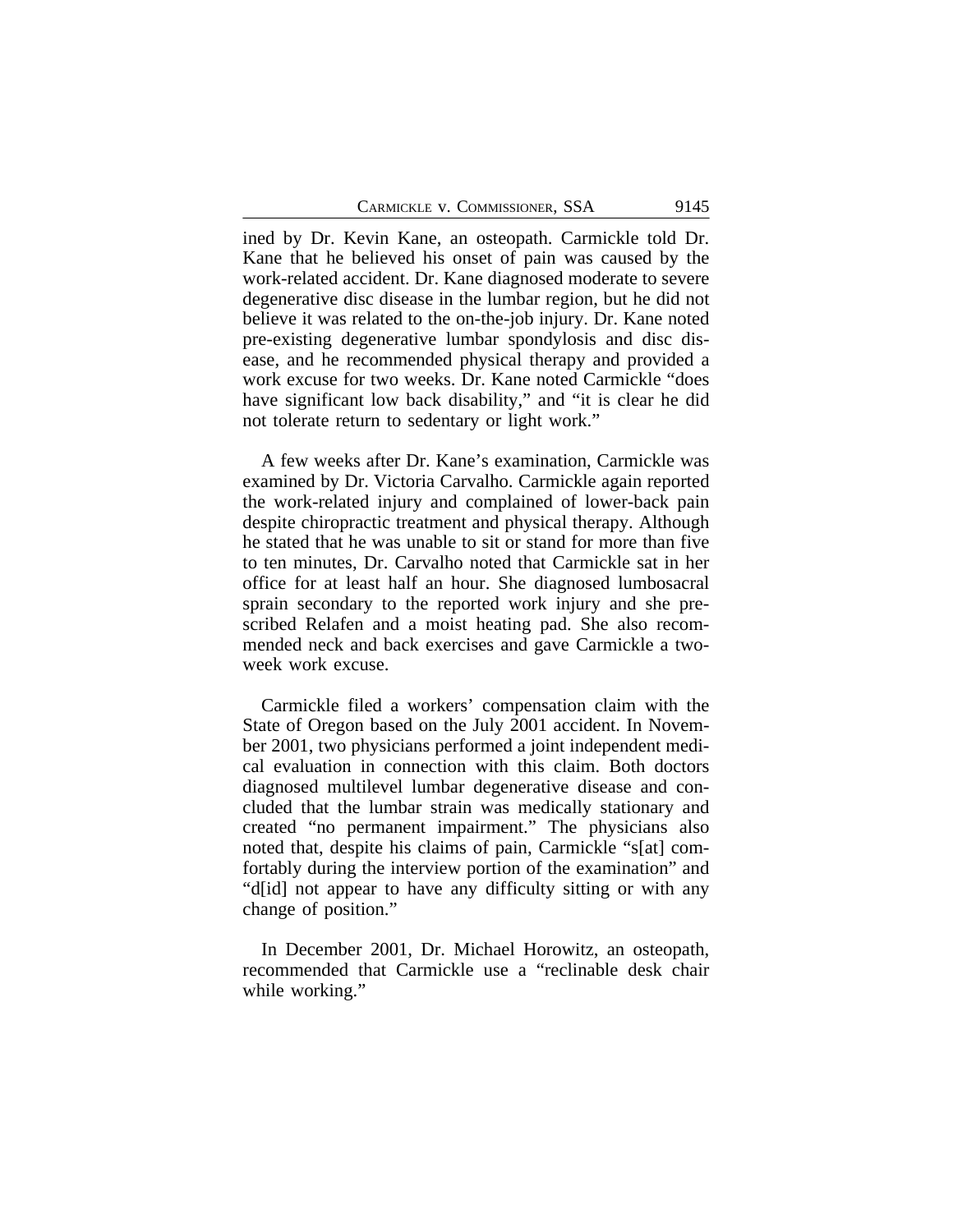ined by Dr. Kevin Kane, an osteopath. Carmickle told Dr. Kane that he believed his onset of pain was caused by the work-related accident. Dr. Kane diagnosed moderate to severe degenerative disc disease in the lumbar region, but he did not believe it was related to the on-the-job injury. Dr. Kane noted pre-existing degenerative lumbar spondylosis and disc disease, and he recommended physical therapy and provided a work excuse for two weeks. Dr. Kane noted Carmickle "does have significant low back disability," and "it is clear he did not tolerate return to sedentary or light work."

A few weeks after Dr. Kane's examination, Carmickle was examined by Dr. Victoria Carvalho. Carmickle again reported the work-related injury and complained of lower-back pain despite chiropractic treatment and physical therapy. Although he stated that he was unable to sit or stand for more than five to ten minutes, Dr. Carvalho noted that Carmickle sat in her office for at least half an hour. She diagnosed lumbosacral sprain secondary to the reported work injury and she prescribed Relafen and a moist heating pad. She also recommended neck and back exercises and gave Carmickle a two-week work excuse.

Carmickle filed a workers' compensation claim with the State of Oregon based on the July 2001 accident. In November 2001, two physicians performed a joint independent medical evaluation in connection with this claim. Both doctors diagnosed multilevel lumbar degenerative disease and concluded that the lumbar strain was medically stationary and created "no permanent impairment." The physicians also noted that, despite his claims of pain, Carmickle "s[at] comfortably during the interview portion of the examination" and "d[id] not appear to have any difficulty sitting or with any change of position."

In December 2001, Dr. Michael Horowitz, an osteopath, recommended that Carmickle use a "reclinable desk chair while working."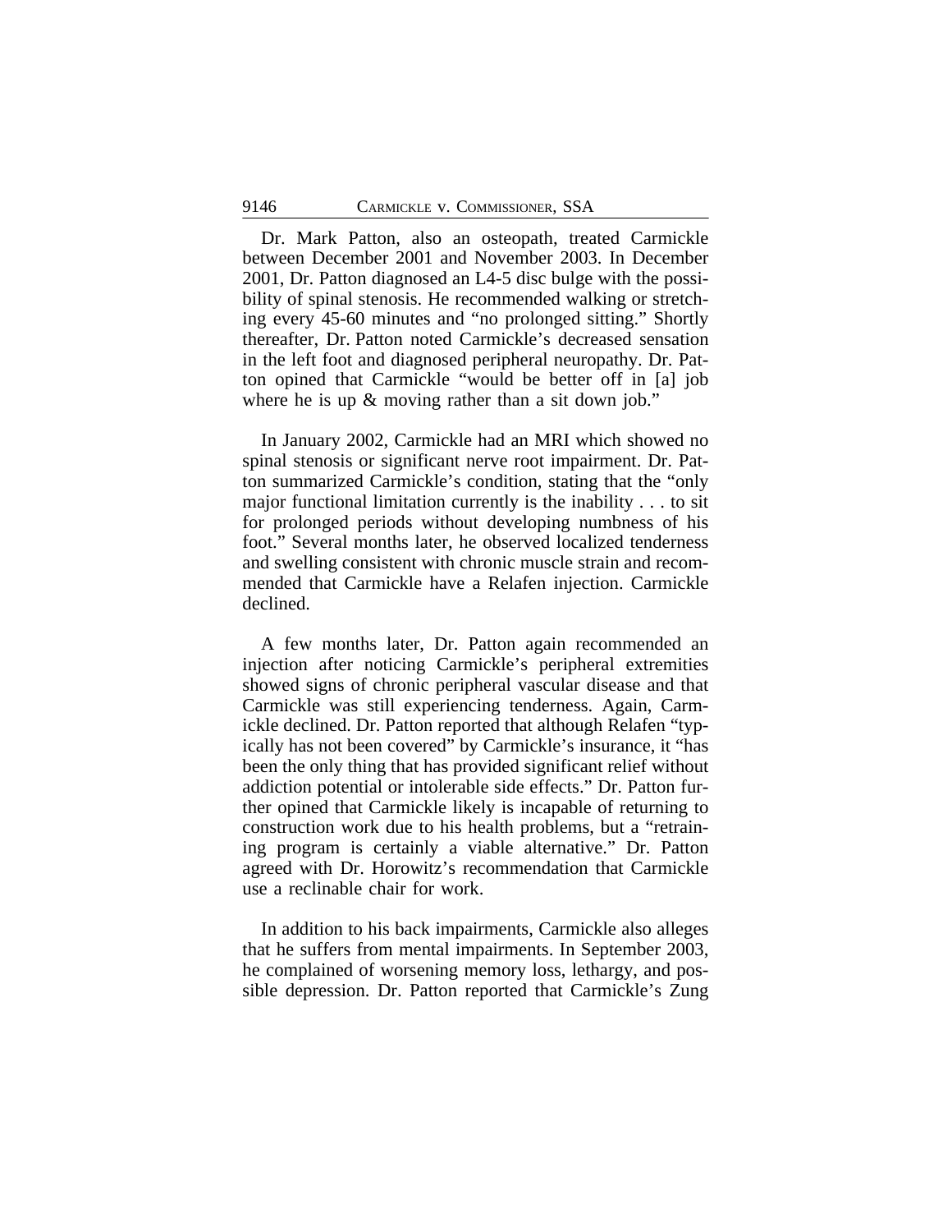Dr. Mark Patton, also an osteopath, treated Carmickle between December 2001 and November 2003. In December 2001, Dr. Patton diagnosed an L4-5 disc bulge with the possibility of spinal stenosis. He recommended walking or stretching every 45-60 minutes and "no prolonged sitting." Shortly thereafter, Dr. Patton noted Carmickle's decreased sensation in the left foot and diagnosed peripheral neuropathy. Dr. Patton opined that Carmickle "would be better off in [a] job where he is up & moving rather than a sit down job."

In January 2002, Carmickle had an MRI which showed no spinal stenosis or significant nerve root impairment. Dr. Patton summarized Carmickle's condition, stating that the "only major functional limitation currently is the inability . . . to sit for prolonged periods without developing numbness of his foot." Several months later, he observed localized tenderness and swelling consistent with chronic muscle strain and recommended that Carmickle have a Relafen injection. Carmickle declined.

A few months later, Dr. Patton again recommended an injection after noticing Carmickle's peripheral extremities showed signs of chronic peripheral vascular disease and that Carmickle was still experiencing tenderness. Again, Carmickle declined. Dr. Patton reported that although Relafen "typically has not been covered" by Carmickle's insurance, it "has been the only thing that has provided significant relief without addiction potential or intolerable side effects." Dr. Patton further opined that Carmickle likely is incapable of returning to construction work due to his health problems, but a "retraining program is certainly a viable alternative." Dr. Patton agreed with Dr. Horowitz's recommendation that Carmickle use a reclinable chair for work.

In addition to his back impairments, Carmickle also alleges that he suffers from mental impairments. In September 2003, he complained of worsening memory loss, lethargy, and possible depression. Dr. Patton reported that Carmickle's Zung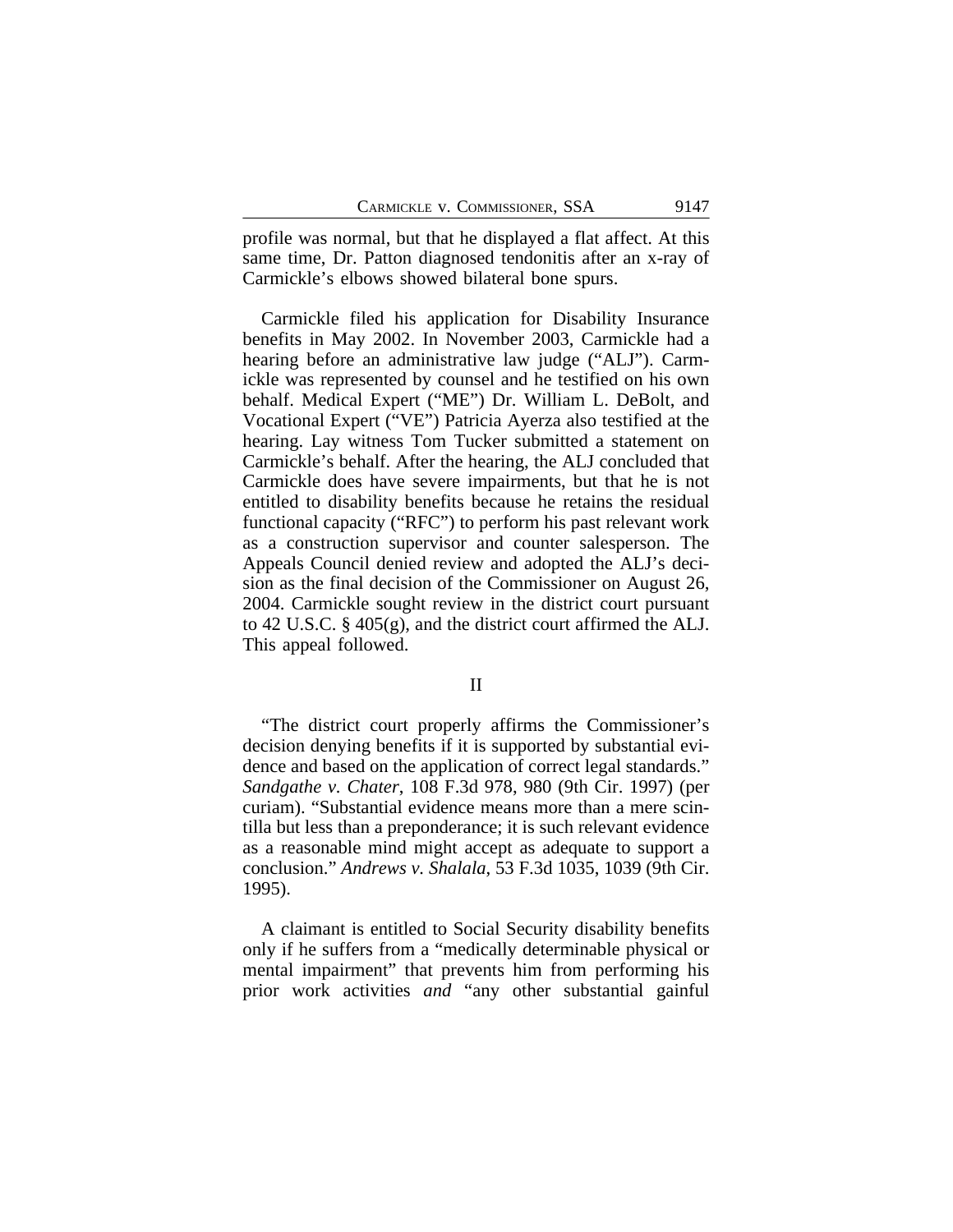profile was normal, but that he displayed a flat affect. At this same time, Dr. Patton diagnosed tendonitis after an x-ray of Carmickle's elbows showed bilateral bone spurs.

Carmickle filed his application for Disability Insurance benefits in May 2002. In November 2003, Carmickle had a hearing before an administrative law judge ("ALJ"). Carmickle was represented by counsel and he testified on his own behalf. Medical Expert ("ME") Dr. William L. DeBolt, and Vocational Expert ("VE") Patricia Ayerza also testified at the hearing. Lay witness Tom Tucker submitted a statement on Carmickle's behalf. After the hearing, the ALJ concluded that Carmickle does have severe impairments, but that he is not entitled to disability benefits because he retains the residual functional capacity ("RFC") to perform his past relevant work as a construction supervisor and counter salesperson. The Appeals Council denied review and adopted the ALJ's decision as the final decision of the Commissioner on August 26, 2004. Carmickle sought review in the district court pursuant to 42 U.S.C. § 405(g), and the district court affirmed the ALJ. This appeal followed.

## II

"The district court properly affirms the Commissioner's decision denying benefits if it is supported by substantial evidence and based on the application of correct legal standards." *Sandgathe v. Chater*, 108 F.3d 978, 980 (9th Cir. 1997) (per curiam). "Substantial evidence means more than a mere scintilla but less than a preponderance; it is such relevant evidence as a reasonable mind might accept as adequate to support a conclusion." *Andrews v. Shalala*, 53 F.3d 1035, 1039 (9th Cir. 1995).

A claimant is entitled to Social Security disability benefits only if he suffers from a "medically determinable physical or mental impairment" that prevents him from performing his prior work activities *and* "any other substantial gainful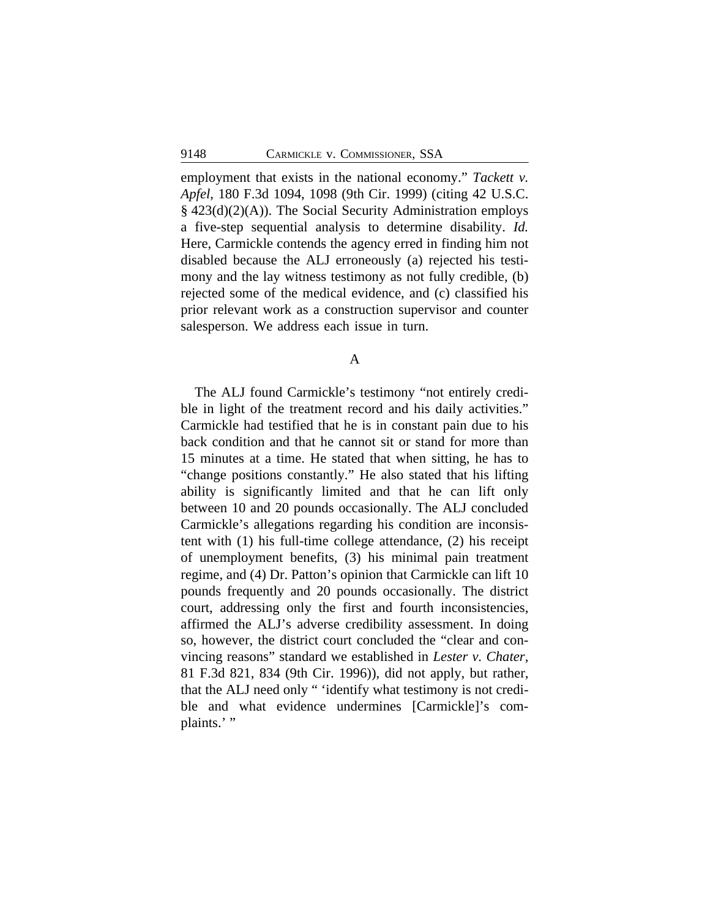employment that exists in the national economy." *Tackett v. Apfel*, 180 F.3d 1094, 1098 (9th Cir. 1999) (citing 42 U.S.C. § 423(d)(2)(A)). The Social Security Administration employs a five-step sequential analysis to determine disability. *Id.* Here, Carmickle contends the agency erred in finding him not disabled because the ALJ erroneously (a) rejected his testimony and the lay witness testimony as not fully credible, (b) rejected some of the medical evidence, and (c) classified his prior relevant work as a construction supervisor and counter salesperson. We address each issue in turn.

### A

The ALJ found Carmickle's testimony "not entirely credible in light of the treatment record and his daily activities." Carmickle had testified that he is in constant pain due to his back condition and that he cannot sit or stand for more than 15 minutes at a time. He stated that when sitting, he has to "change positions constantly." He also stated that his lifting ability is significantly limited and that he can lift only between 10 and 20 pounds occasionally. The ALJ concluded Carmickle's allegations regarding his condition are inconsistent with (1) his full-time college attendance, (2) his receipt of unemployment benefits, (3) his minimal pain treatment regime, and (4) Dr. Patton's opinion that Carmickle can lift 10 pounds frequently and 20 pounds occasionally. The district court, addressing only the first and fourth inconsistencies, affirmed the ALJ's adverse credibility assessment. In doing so, however, the district court concluded the "clear and convincing reasons" standard we established in *Lester v. Chater*, 81 F.3d 821, 834 (9th Cir. 1996)), did not apply, but rather, that the ALJ need only " 'identify what testimony is not credible and what evidence undermines [Carmickle]'s complaints.' "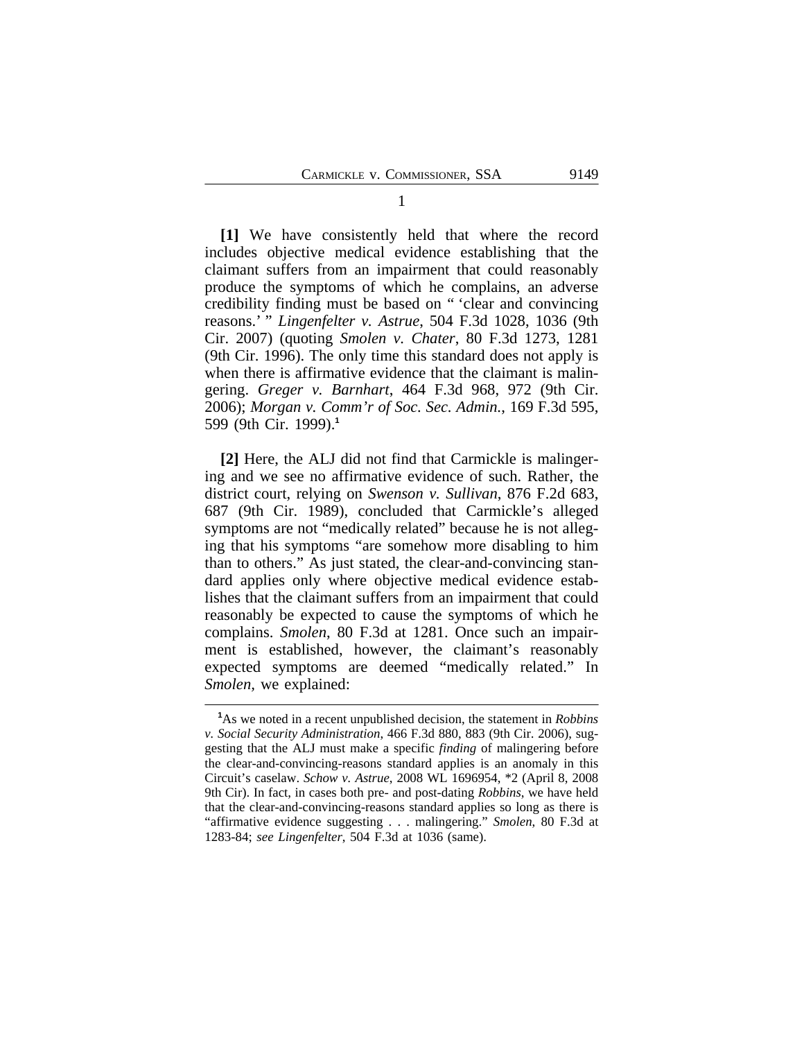1

**[1]** We have consistently held that where the record includes objective medical evidence establishing that the claimant suffers from an impairment that could reasonably produce the symptoms of which he complains, an adverse credibility finding must be based on " 'clear and convincing reasons.' " *Lingenfelter v. Astrue*, 504 F.3d 1028, 1036 (9th Cir. 2007) (quoting *Smolen v. Chater*, 80 F.3d 1273, 1281 (9th Cir. 1996). The only time this standard does not apply is when there is affirmative evidence that the claimant is malingering. *Greger v. Barnhart*, 464 F.3d 968, 972 (9th Cir. 2006); *Morgan v. Comm'r of Soc. Sec. Admin.*, 169 F.3d 595, 599 (9th Cir. 1999).[1]

**[2]** Here, the ALJ did not find that Carmickle is malingering and we see no affirmative evidence of such. Rather, the district court, relying on *Swenson v. Sullivan*, 876 F.2d 683, 687 (9th Cir. 1989), concluded that Carmickle's alleged symptoms are not "medically related" because he is not alleging that his symptoms "are somehow more disabling to him than to others." As just stated, the clear-and-convincing standard applies only where objective medical evidence establishes that the claimant suffers from an impairment that could reasonably be expected to cause the symptoms of which he complains. *Smolen*, 80 F.3d at 1281. Once such an impairment is established, however, the claimant's reasonably expected symptoms are deemed "medically related." In *Smolen*, we explained:

---

[1]As we noted in a recent unpublished decision, the statement in *Robbins v. Social Security Administration*, 466 F.3d 880, 883 (9th Cir. 2006), suggesting that the ALJ must make a specific *finding* of malingering before the clear-and-convincing-reasons standard applies is an anomaly in this Circuit's caselaw. *Schow v. Astrue*, 2008 WL 1696954, *2 (April 8, 2008 9th Cir). In fact, in cases both pre- and post-dating *Robbins*, we have held that the clear-and-convincing-reasons standard applies so long as there is "affirmative evidence suggesting . . . malingering." *Smolen*, 80 F.3d at 1283-84; *see Lingenfelter*, 504 F.3d at 1036 (same).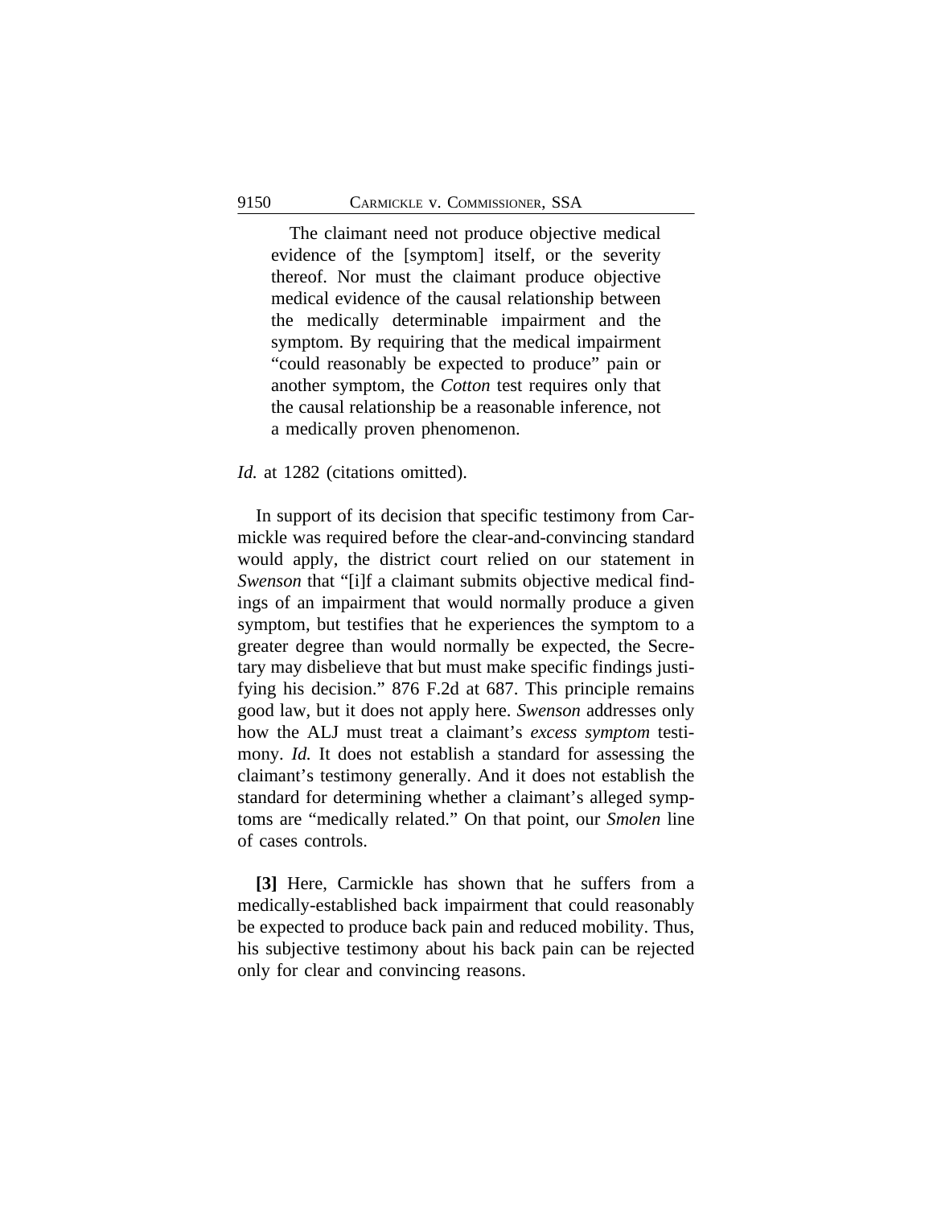> The claimant need not produce objective medical evidence of the [symptom] itself, or the severity thereof. Nor must the claimant produce objective medical evidence of the causal relationship between the medically determinable impairment and the symptom. By requiring that the medical impairment "could reasonably be expected to produce" pain or another symptom, the *Cotton* test requires only that the causal relationship be a reasonable inference, not a medically proven phenomenon.

*Id.* at 1282 (citations omitted).

In support of its decision that specific testimony from Carmickle was required before the clear-and-convincing standard would apply, the district court relied on our statement in *Swenson* that "[i]f a claimant submits objective medical findings of an impairment that would normally produce a given symptom, but testifies that he experiences the symptom to a greater degree than would normally be expected, the Secretary may disbelieve that but must make specific findings justifying his decision." 876 F.2d at 687. This principle remains good law, but it does not apply here. *Swenson* addresses only how the ALJ must treat a claimant's *excess symptom* testimony. *Id.* It does not establish a standard for assessing the claimant's testimony generally. And it does not establish the standard for determining whether a claimant's alleged symptoms are "medically related." On that point, our *Smolen* line of cases controls.

**[3]** Here, Carmickle has shown that he suffers from a medically-established back impairment that could reasonably be expected to produce back pain and reduced mobility. Thus, his subjective testimony about his back pain can be rejected only for clear and convincing reasons.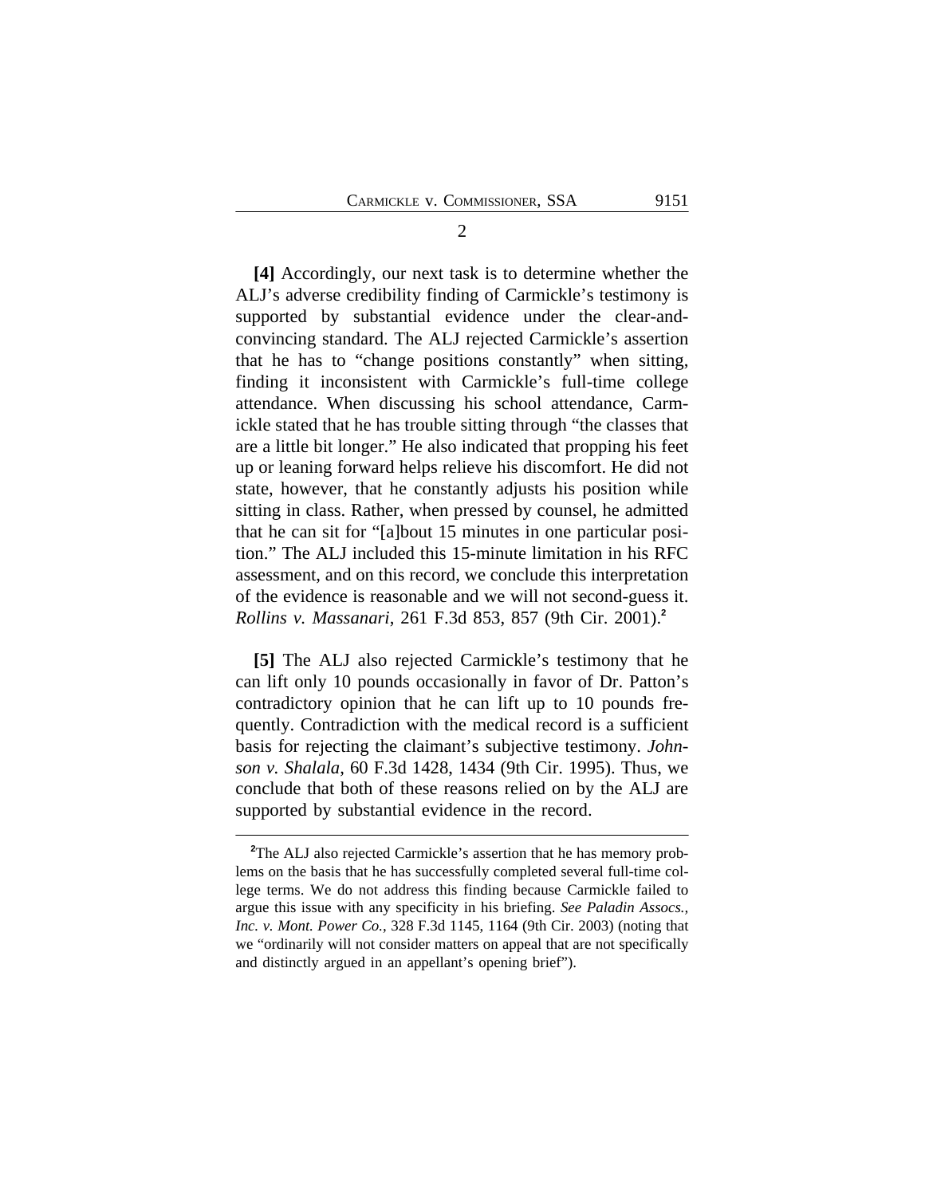2

**[4]** Accordingly, our next task is to determine whether the ALJ's adverse credibility finding of Carmickle's testimony is supported by substantial evidence under the clear-and-convincing standard. The ALJ rejected Carmickle's assertion that he has to "change positions constantly" when sitting, finding it inconsistent with Carmickle's full-time college attendance. When discussing his school attendance, Carmickle stated that he has trouble sitting through "the classes that are a little bit longer." He also indicated that propping his feet up or leaning forward helps relieve his discomfort. He did not state, however, that he constantly adjusts his position while sitting in class. Rather, when pressed by counsel, he admitted that he can sit for "[a]bout 15 minutes in one particular position." The ALJ included this 15-minute limitation in his RFC assessment, and on this record, we conclude this interpretation of the evidence is reasonable and we will not second-guess it. *Rollins v. Massanari*, 261 F.3d 853, 857 (9th Cir. 2001).[2]

**[5]** The ALJ also rejected Carmickle's testimony that he can lift only 10 pounds occasionally in favor of Dr. Patton's contradictory opinion that he can lift up to 10 pounds frequently. Contradiction with the medical record is a sufficient basis for rejecting the claimant's subjective testimony. *Johnson v. Shalala*, 60 F.3d 1428, 1434 (9th Cir. 1995). Thus, we conclude that both of these reasons relied on by the ALJ are supported by substantial evidence in the record.

---

[2]The ALJ also rejected Carmickle's assertion that he has memory problems on the basis that he has successfully completed several full-time college terms. We do not address this finding because Carmickle failed to argue this issue with any specificity in his briefing. *See Paladin Assocs., Inc. v. Mont. Power Co.*, 328 F.3d 1145, 1164 (9th Cir. 2003) (noting that we "ordinarily will not consider matters on appeal that are not specifically and distinctly argued in an appellant's opening brief").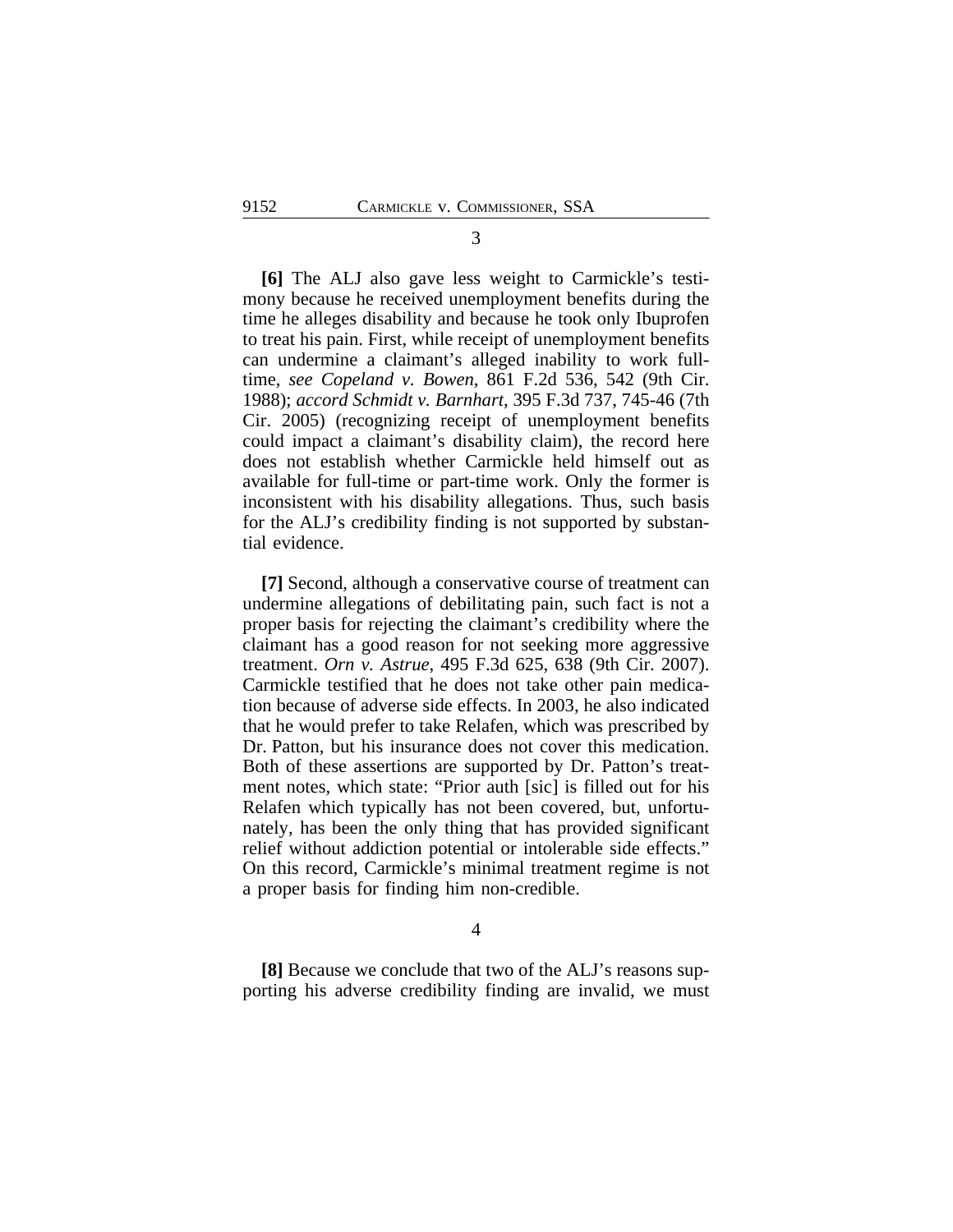3

**[6]** The ALJ also gave less weight to Carmickle's testimony because he received unemployment benefits during the time he alleges disability and because he took only Ibuprofen to treat his pain. First, while receipt of unemployment benefits can undermine a claimant's alleged inability to work full-time, *see Copeland v. Bowen*, 861 F.2d 536, 542 (9th Cir. 1988); *accord Schmidt v. Barnhart*, 395 F.3d 737, 745-46 (7th Cir. 2005) (recognizing receipt of unemployment benefits could impact a claimant's disability claim), the record here does not establish whether Carmickle held himself out as available for full-time or part-time work. Only the former is inconsistent with his disability allegations. Thus, such basis for the ALJ's credibility finding is not supported by substantial evidence.

**[7]** Second, although a conservative course of treatment can undermine allegations of debilitating pain, such fact is not a proper basis for rejecting the claimant's credibility where the claimant has a good reason for not seeking more aggressive treatment. *Orn v. Astrue*, 495 F.3d 625, 638 (9th Cir. 2007). Carmickle testified that he does not take other pain medication because of adverse side effects. In 2003, he also indicated that he would prefer to take Relafen, which was prescribed by Dr. Patton, but his insurance does not cover this medication. Both of these assertions are supported by Dr. Patton's treatment notes, which state: "Prior auth [sic] is filled out for his Relafen which typically has not been covered, but, unfortunately, has been the only thing that has provided significant relief without addiction potential or intolerable side effects." On this record, Carmickle's minimal treatment regime is not a proper basis for finding him non-credible.

4

**[8]** Because we conclude that two of the ALJ's reasons supporting his adverse credibility finding are invalid, we must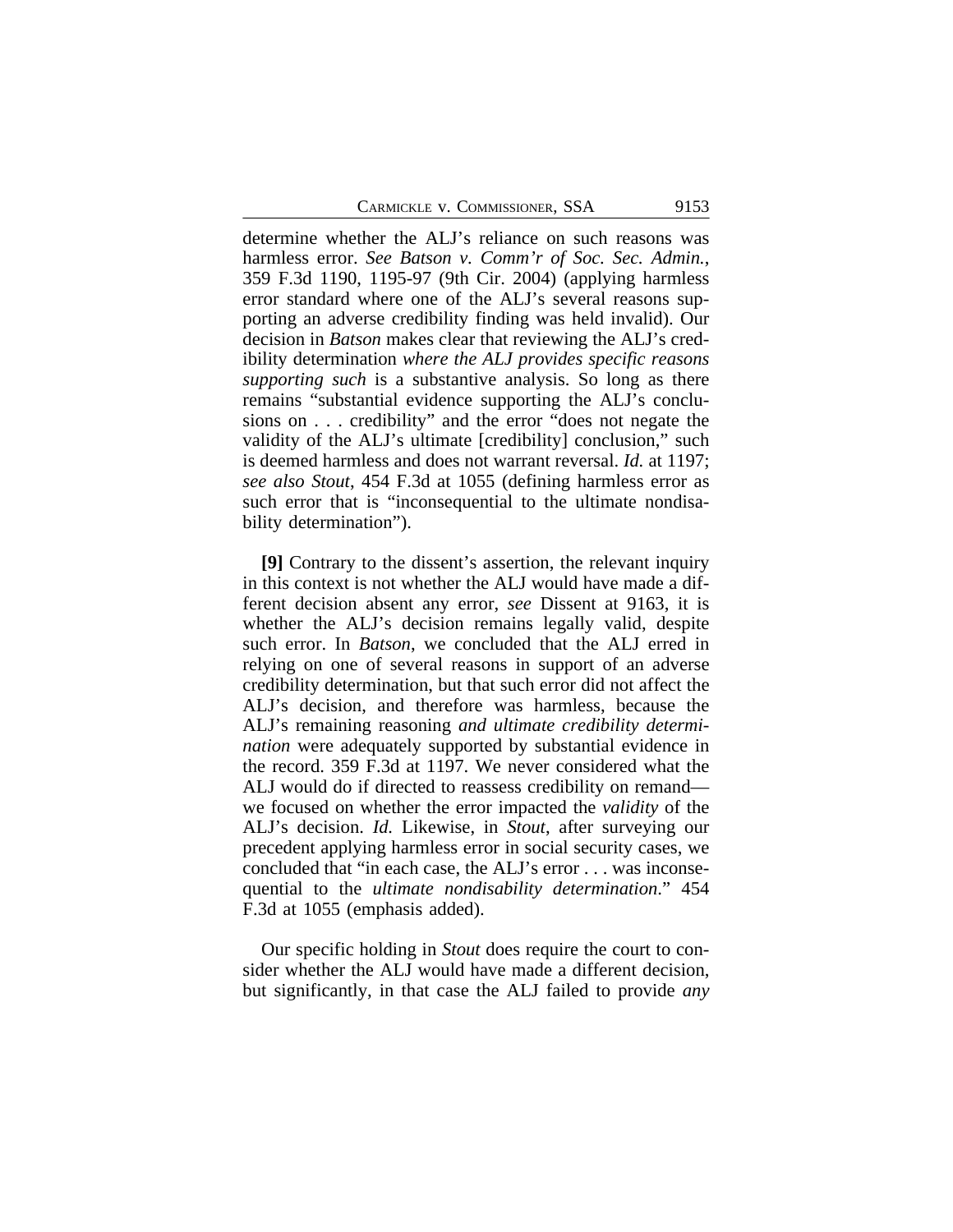determine whether the ALJ's reliance on such reasons was harmless error. *See Batson v. Comm'r of Soc. Sec. Admin.*, 359 F.3d 1190, 1195-97 (9th Cir. 2004) (applying harmless error standard where one of the ALJ's several reasons supporting an adverse credibility finding was held invalid). Our decision in *Batson* makes clear that reviewing the ALJ's credibility determination *where the ALJ provides specific reasons supporting such* is a substantive analysis. So long as there remains "substantial evidence supporting the ALJ's conclusions on . . . credibility" and the error "does not negate the validity of the ALJ's ultimate [credibility] conclusion," such is deemed harmless and does not warrant reversal. *Id.* at 1197; *see also Stout*, 454 F.3d at 1055 (defining harmless error as such error that is "inconsequential to the ultimate nondisability determination").

**[9]** Contrary to the dissent's assertion, the relevant inquiry in this context is not whether the ALJ would have made a different decision absent any error, *see* Dissent at 9163, it is whether the ALJ's decision remains legally valid, despite such error. In *Batson*, we concluded that the ALJ erred in relying on one of several reasons in support of an adverse credibility determination, but that such error did not affect the ALJ's decision, and therefore was harmless, because the ALJ's remaining reasoning *and ultimate credibility determination* were adequately supported by substantial evidence in the record. 359 F.3d at 1197. We never considered what the ALJ would do if directed to reassess credibility on remand—we focused on whether the error impacted the *validity* of the ALJ's decision. *Id.* Likewise, in *Stout*, after surveying our precedent applying harmless error in social security cases, we concluded that "in each case, the ALJ's error . . . was inconsequential to the *ultimate nondisability determination*." 454 F.3d at 1055 (emphasis added).

Our specific holding in *Stout* does require the court to consider whether the ALJ would have made a different decision, but significantly, in that case the ALJ failed to provide *any*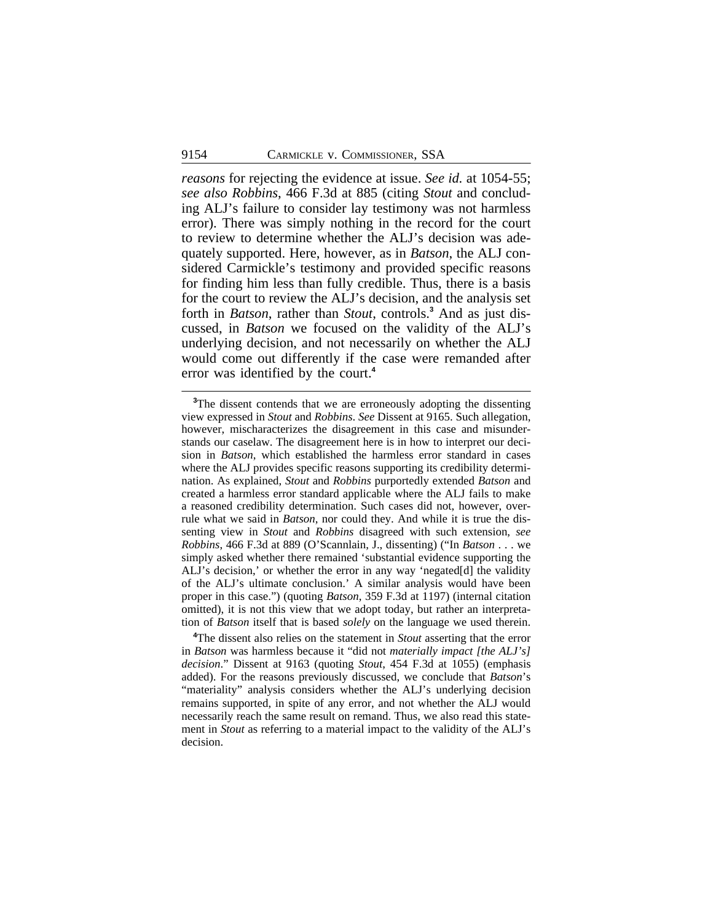*reasons* for rejecting the evidence at issue. *See id.* at 1054-55; *see also Robbins*, 466 F.3d at 885 (citing *Stout* and concluding ALJ's failure to consider lay testimony was not harmless error). There was simply nothing in the record for the court to review to determine whether the ALJ's decision was adequately supported. Here, however, as in *Batson*, the ALJ considered Carmickle's testimony and provided specific reasons for finding him less than fully credible. Thus, there is a basis for the court to review the ALJ's decision, and the analysis set forth in *Batson*, rather than *Stout*, controls.[3] And as just discussed, in *Batson* we focused on the validity of the ALJ's underlying decision, and not necessarily on whether the ALJ would come out differently if the case were remanded after error was identified by the court.[4]

---

[3]The dissent contends that we are erroneously adopting the dissenting view expressed in *Stout* and *Robbins*. *See* Dissent at 9165. Such allegation, however, mischaracterizes the disagreement in this case and misunderstands our caselaw. The disagreement here is in how to interpret our decision in *Batson*, which established the harmless error standard in cases where the ALJ provides specific reasons supporting its credibility determination. As explained, *Stout* and *Robbins* purportedly extended *Batson* and created a harmless error standard applicable where the ALJ fails to make a reasoned credibility determination. Such cases did not, however, overrule what we said in *Batson*, nor could they. And while it is true the dissenting view in *Stout* and *Robbins* disagreed with such extension, *see Robbins*, 466 F.3d at 889 (O'Scannlain, J., dissenting) ("In *Batson* . . . we simply asked whether there remained 'substantial evidence supporting the ALJ's decision,' or whether the error in any way 'negated[d] the validity of the ALJ's ultimate conclusion.' A similar analysis would have been proper in this case.") (quoting *Batson*, 359 F.3d at 1197) (internal citation omitted), it is not this view that we adopt today, but rather an interpretation of *Batson* itself that is based *solely* on the language we used therein.

[4]The dissent also relies on the statement in *Stout* asserting that the error in *Batson* was harmless because it "did not *materially impact [the ALJ's] decision*." Dissent at 9163 (quoting *Stout*, 454 F.3d at 1055) (emphasis added). For the reasons previously discussed, we conclude that *Batson*'s "materiality" analysis considers whether the ALJ's underlying decision remains supported, in spite of any error, and not whether the ALJ would necessarily reach the same result on remand. Thus, we also read this statement in *Stout* as referring to a material impact to the validity of the ALJ's decision.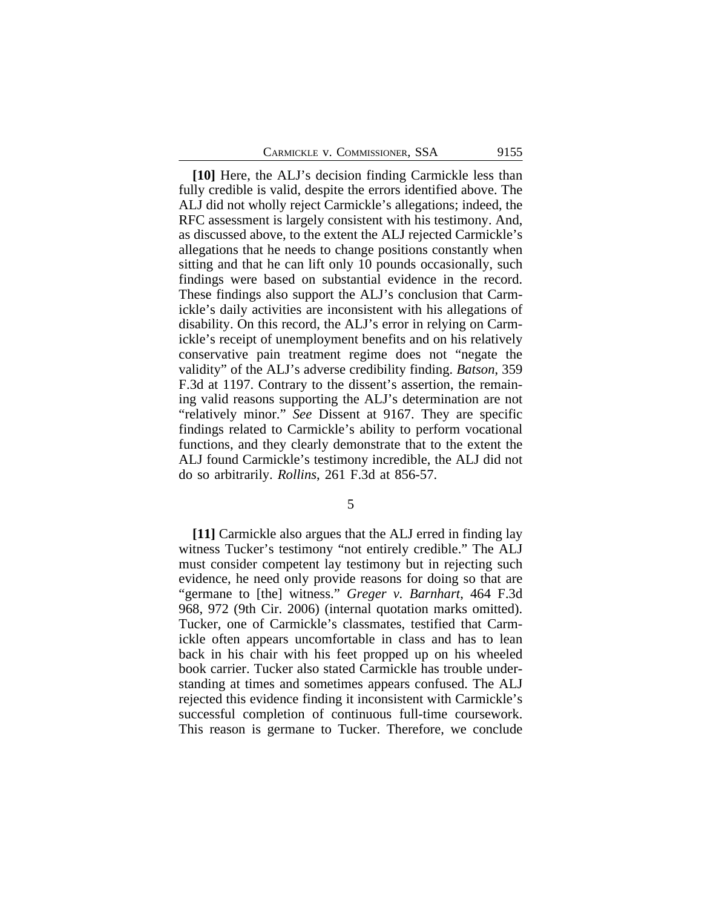**[10]** Here, the ALJ's decision finding Carmickle less than fully credible is valid, despite the errors identified above. The ALJ did not wholly reject Carmickle's allegations; indeed, the RFC assessment is largely consistent with his testimony. And, as discussed above, to the extent the ALJ rejected Carmickle's allegations that he needs to change positions constantly when sitting and that he can lift only 10 pounds occasionally, such findings were based on substantial evidence in the record. These findings also support the ALJ's conclusion that Carmickle's daily activities are inconsistent with his allegations of disability. On this record, the ALJ's error in relying on Carmickle's receipt of unemployment benefits and on his relatively conservative pain treatment regime does not "negate the validity" of the ALJ's adverse credibility finding. *Batson*, 359 F.3d at 1197. Contrary to the dissent's assertion, the remaining valid reasons supporting the ALJ's determination are not "relatively minor." *See* Dissent at 9167. They are specific findings related to Carmickle's ability to perform vocational functions, and they clearly demonstrate that to the extent the ALJ found Carmickle's testimony incredible, the ALJ did not do so arbitrarily. *Rollins*, 261 F.3d at 856-57.

5

**[11]** Carmickle also argues that the ALJ erred in finding lay witness Tucker's testimony "not entirely credible." The ALJ must consider competent lay testimony but in rejecting such evidence, he need only provide reasons for doing so that are "germane to [the] witness." *Greger v. Barnhart*, 464 F.3d 968, 972 (9th Cir. 2006) (internal quotation marks omitted). Tucker, one of Carmickle's classmates, testified that Carmickle often appears uncomfortable in class and has to lean back in his chair with his feet propped up on his wheeled book carrier. Tucker also stated Carmickle has trouble understanding at times and sometimes appears confused. The ALJ rejected this evidence finding it inconsistent with Carmickle's successful completion of continuous full-time coursework. This reason is germane to Tucker. Therefore, we conclude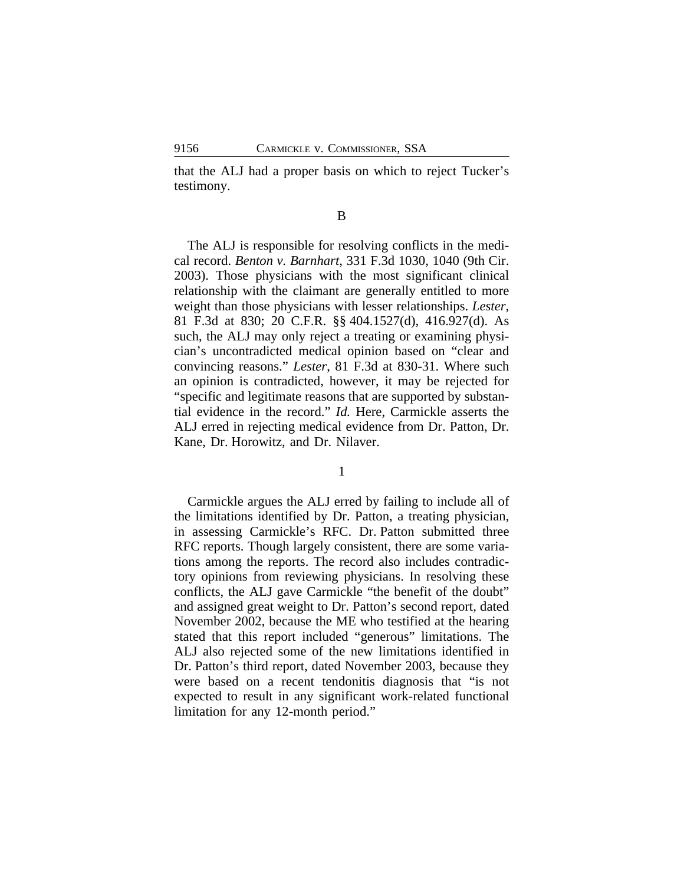that the ALJ had a proper basis on which to reject Tucker's testimony.

B

The ALJ is responsible for resolving conflicts in the medical record. *Benton v. Barnhart*, 331 F.3d 1030, 1040 (9th Cir. 2003). Those physicians with the most significant clinical relationship with the claimant are generally entitled to more weight than those physicians with lesser relationships. *Lester*, 81 F.3d at 830; 20 C.F.R. §§ 404.1527(d), 416.927(d). As such, the ALJ may only reject a treating or examining physician's uncontradicted medical opinion based on "clear and convincing reasons." *Lester*, 81 F.3d at 830-31. Where such an opinion is contradicted, however, it may be rejected for "specific and legitimate reasons that are supported by substantial evidence in the record." *Id.* Here, Carmickle asserts the ALJ erred in rejecting medical evidence from Dr. Patton, Dr. Kane, Dr. Horowitz, and Dr. Nilaver.

1

Carmickle argues the ALJ erred by failing to include all of the limitations identified by Dr. Patton, a treating physician, in assessing Carmickle's RFC. Dr. Patton submitted three RFC reports. Though largely consistent, there are some variations among the reports. The record also includes contradictory opinions from reviewing physicians. In resolving these conflicts, the ALJ gave Carmickle "the benefit of the doubt" and assigned great weight to Dr. Patton's second report, dated November 2002, because the ME who testified at the hearing stated that this report included "generous" limitations. The ALJ also rejected some of the new limitations identified in Dr. Patton's third report, dated November 2003, because they were based on a recent tendonitis diagnosis that "is not expected to result in any significant work-related functional limitation for any 12-month period."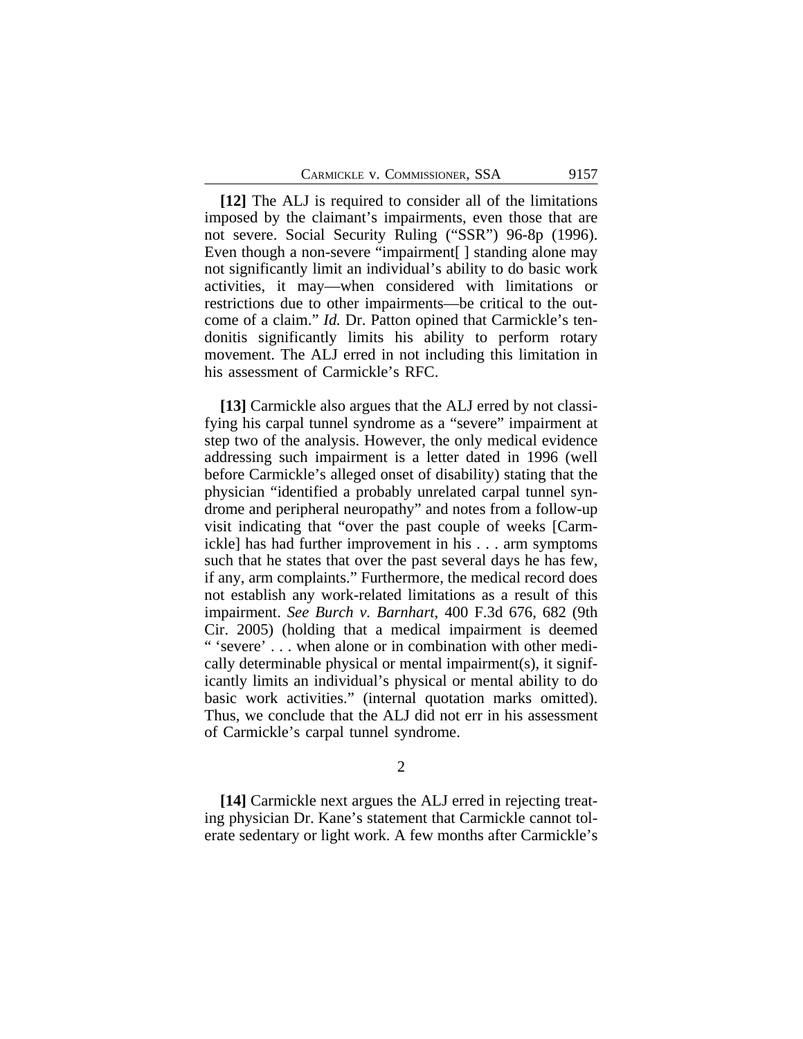**[12]** The ALJ is required to consider all of the limitations imposed by the claimant's impairments, even those that are not severe. Social Security Ruling ("SSR") 96-8p (1996). Even though a non-severe "impairment[ ] standing alone may not significantly limit an individual's ability to do basic work activities, it may—when considered with limitations or restrictions due to other impairments—be critical to the outcome of a claim." *Id.* Dr. Patton opined that Carmickle's tendonitis significantly limits his ability to perform rotary movement. The ALJ erred in not including this limitation in his assessment of Carmickle's RFC.

**[13]** Carmickle also argues that the ALJ erred by not classifying his carpal tunnel syndrome as a "severe" impairment at step two of the analysis. However, the only medical evidence addressing such impairment is a letter dated in 1996 (well before Carmickle's alleged onset of disability) stating that the physician "identified a probably unrelated carpal tunnel syndrome and peripheral neuropathy" and notes from a follow-up visit indicating that "over the past couple of weeks [Carmickle] has had further improvement in his . . . arm symptoms such that he states that over the past several days he has few, if any, arm complaints." Furthermore, the medical record does not establish any work-related limitations as a result of this impairment. *See Burch v. Barnhart*, 400 F.3d 676, 682 (9th Cir. 2005) (holding that a medical impairment is deemed " 'severe' . . . when alone or in combination with other medically determinable physical or mental impairment(s), it significantly limits an individual's physical or mental ability to do basic work activities." (internal quotation marks omitted). Thus, we conclude that the ALJ did not err in his assessment of Carmickle's carpal tunnel syndrome.

2

**[14]** Carmickle next argues the ALJ erred in rejecting treating physician Dr. Kane's statement that Carmickle cannot tolerate sedentary or light work. A few months after Carmickle's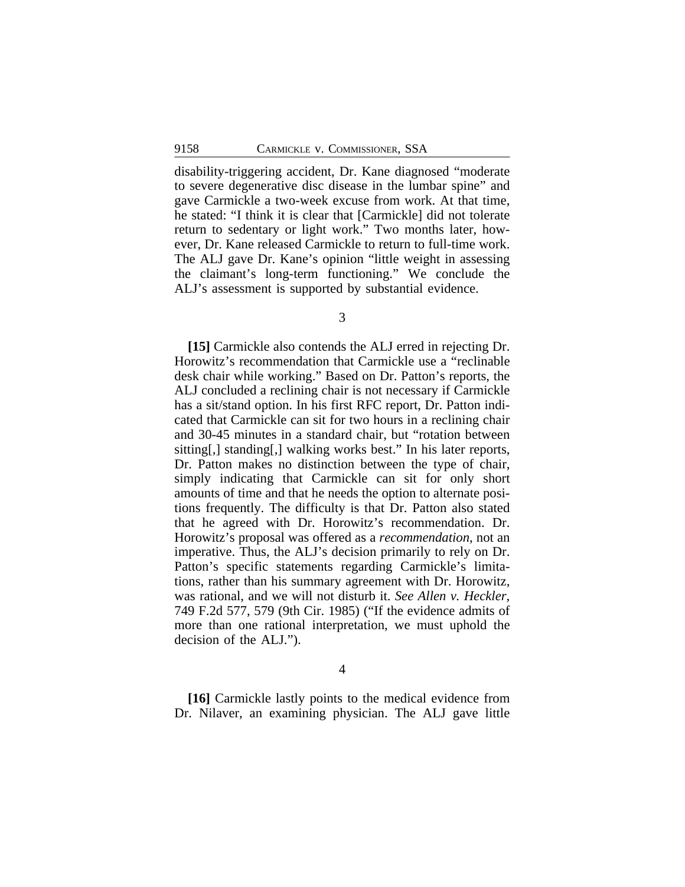disability-triggering accident, Dr. Kane diagnosed "moderate to severe degenerative disc disease in the lumbar spine" and gave Carmickle a two-week excuse from work. At that time, he stated: "I think it is clear that [Carmickle] did not tolerate return to sedentary or light work." Two months later, however, Dr. Kane released Carmickle to return to full-time work. The ALJ gave Dr. Kane's opinion "little weight in assessing the claimant's long-term functioning." We conclude the ALJ's assessment is supported by substantial evidence.

3

**[15]** Carmickle also contends the ALJ erred in rejecting Dr. Horowitz's recommendation that Carmickle use a "reclinable desk chair while working." Based on Dr. Patton's reports, the ALJ concluded a reclining chair is not necessary if Carmickle has a sit/stand option. In his first RFC report, Dr. Patton indicated that Carmickle can sit for two hours in a reclining chair and 30-45 minutes in a standard chair, but "rotation between sitting[,] standing[,] walking works best." In his later reports, Dr. Patton makes no distinction between the type of chair, simply indicating that Carmickle can sit for only short amounts of time and that he needs the option to alternate positions frequently. The difficulty is that Dr. Patton also stated that he agreed with Dr. Horowitz's recommendation. Dr. Horowitz's proposal was offered as a *recommendation*, not an imperative. Thus, the ALJ's decision primarily to rely on Dr. Patton's specific statements regarding Carmickle's limitations, rather than his summary agreement with Dr. Horowitz, was rational, and we will not disturb it. *See Allen v. Heckler*, 749 F.2d 577, 579 (9th Cir. 1985) ("If the evidence admits of more than one rational interpretation, we must uphold the decision of the ALJ.").

4

**[16]** Carmickle lastly points to the medical evidence from Dr. Nilaver, an examining physician. The ALJ gave little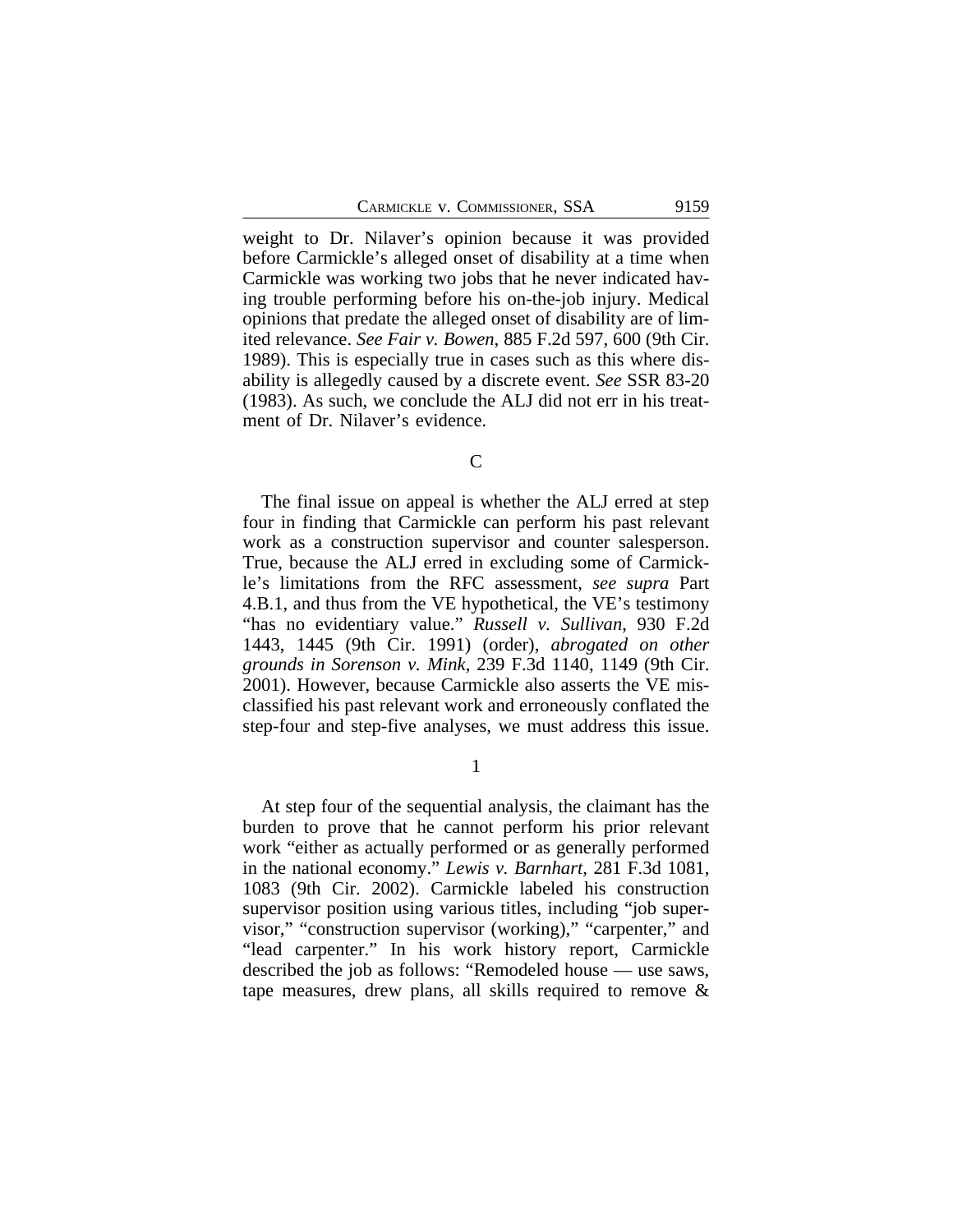weight to Dr. Nilaver's opinion because it was provided before Carmickle's alleged onset of disability at a time when Carmickle was working two jobs that he never indicated having trouble performing before his on-the-job injury. Medical opinions that predate the alleged onset of disability are of limited relevance. *See Fair v. Bowen*, 885 F.2d 597, 600 (9th Cir. 1989). This is especially true in cases such as this where disability is allegedly caused by a discrete event. *See* SSR 83-20 (1983). As such, we conclude the ALJ did not err in his treatment of Dr. Nilaver's evidence.

### C

The final issue on appeal is whether the ALJ erred at step four in finding that Carmickle can perform his past relevant work as a construction supervisor and counter salesperson. True, because the ALJ erred in excluding some of Carmickle's limitations from the RFC assessment, *see supra* Part 4.B.1, and thus from the VE hypothetical, the VE's testimony "has no evidentiary value." *Russell v. Sullivan*, 930 F.2d 1443, 1445 (9th Cir. 1991) (order), *abrogated on other grounds in Sorenson v. Mink*, 239 F.3d 1140, 1149 (9th Cir. 2001). However, because Carmickle also asserts the VE misclassified his past relevant work and erroneously conflated the step-four and step-five analyses, we must address this issue.

#### 1

At step four of the sequential analysis, the claimant has the burden to prove that he cannot perform his prior relevant work "either as actually performed or as generally performed in the national economy." *Lewis v. Barnhart*, 281 F.3d 1081, 1083 (9th Cir. 2002). Carmickle labeled his construction supervisor position using various titles, including "job supervisor," "construction supervisor (working)," "carpenter," and "lead carpenter." In his work history report, Carmickle described the job as follows: "Remodeled house — use saws, tape measures, drew plans, all skills required to remove &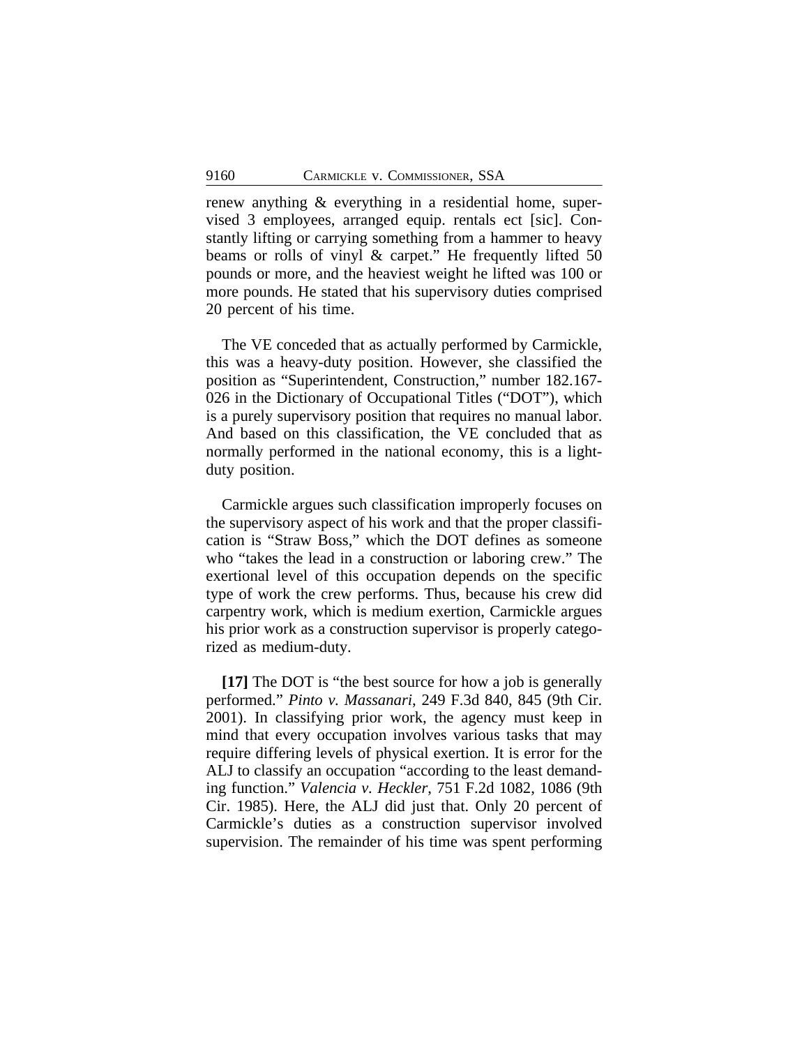renew anything & everything in a residential home, supervised 3 employees, arranged equip. rentals ect [sic]. Constantly lifting or carrying something from a hammer to heavy beams or rolls of vinyl & carpet." He frequently lifted 50 pounds or more, and the heaviest weight he lifted was 100 or more pounds. He stated that his supervisory duties comprised 20 percent of his time.

The VE conceded that as actually performed by Carmickle, this was a heavy-duty position. However, she classified the position as "Superintendent, Construction," number 182.167-026 in the Dictionary of Occupational Titles ("DOT"), which is a purely supervisory position that requires no manual labor. And based on this classification, the VE concluded that as normally performed in the national economy, this is a light-duty position.

Carmickle argues such classification improperly focuses on the supervisory aspect of his work and that the proper classification is "Straw Boss," which the DOT defines as someone who "takes the lead in a construction or laboring crew." The exertional level of this occupation depends on the specific type of work the crew performs. Thus, because his crew did carpentry work, which is medium exertion, Carmickle argues his prior work as a construction supervisor is properly categorized as medium-duty.

**[17]** The DOT is "the best source for how a job is generally performed." *Pinto v. Massanari*, 249 F.3d 840, 845 (9th Cir. 2001). In classifying prior work, the agency must keep in mind that every occupation involves various tasks that may require differing levels of physical exertion. It is error for the ALJ to classify an occupation "according to the least demanding function." *Valencia v. Heckler*, 751 F.2d 1082, 1086 (9th Cir. 1985). Here, the ALJ did just that. Only 20 percent of Carmickle's duties as a construction supervisor involved supervision. The remainder of his time was spent performing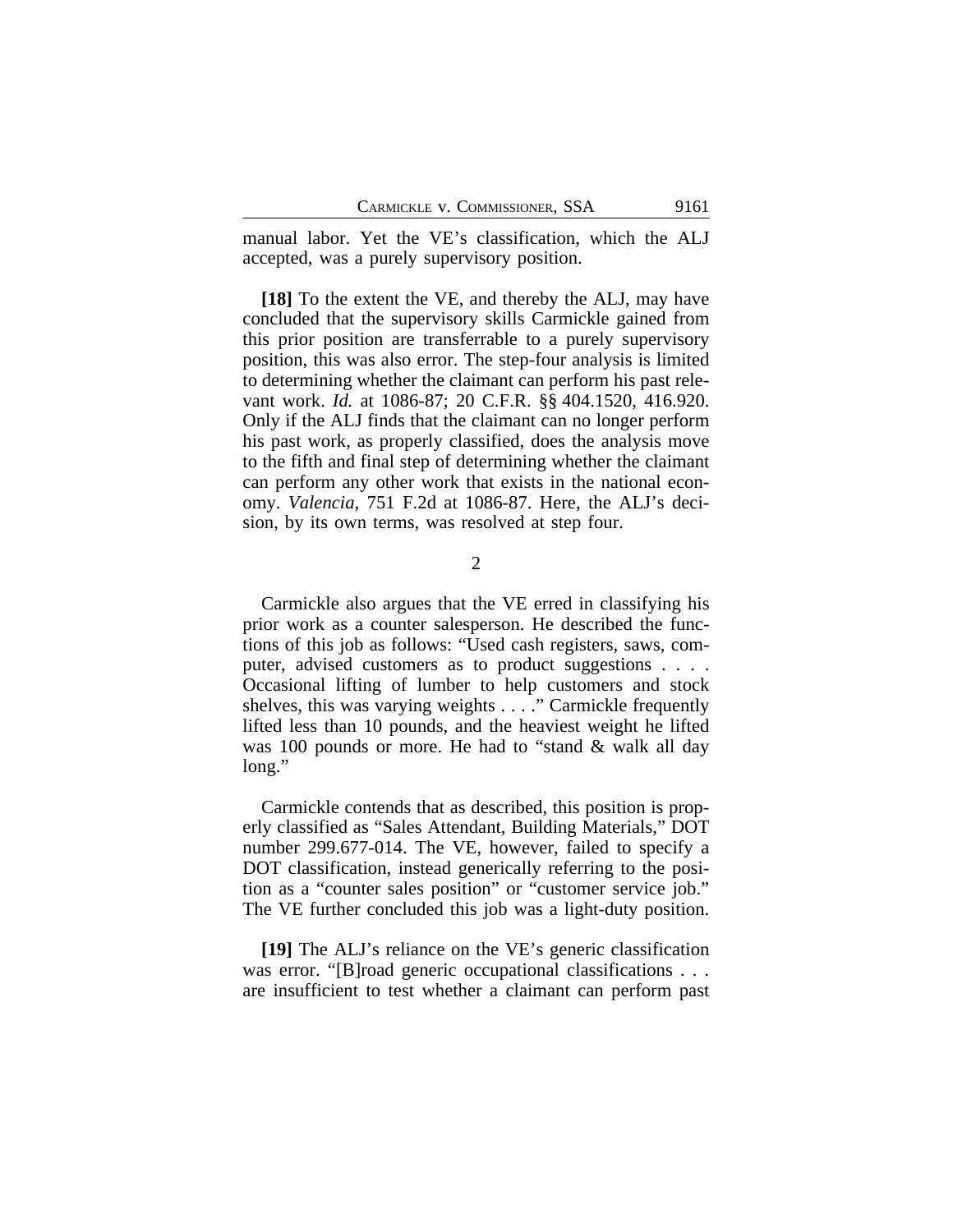manual labor. Yet the VE's classification, which the ALJ accepted, was a purely supervisory position.

**[18]** To the extent the VE, and thereby the ALJ, may have concluded that the supervisory skills Carmickle gained from this prior position are transferrable to a purely supervisory position, this was also error. The step-four analysis is limited to determining whether the claimant can perform his past relevant work. *Id.* at 1086-87; 20 C.F.R. §§ 404.1520, 416.920. Only if the ALJ finds that the claimant can no longer perform his past work, as properly classified, does the analysis move to the fifth and final step of determining whether the claimant can perform any other work that exists in the national economy. *Valencia*, 751 F.2d at 1086-87. Here, the ALJ's decision, by its own terms, was resolved at step four.

2

Carmickle also argues that the VE erred in classifying his prior work as a counter salesperson. He described the functions of this job as follows: "Used cash registers, saws, computer, advised customers as to product suggestions . . . . Occasional lifting of lumber to help customers and stock shelves, this was varying weights . . . ." Carmickle frequently lifted less than 10 pounds, and the heaviest weight he lifted was 100 pounds or more. He had to "stand & walk all day long."

Carmickle contends that as described, this position is properly classified as "Sales Attendant, Building Materials," DOT number 299.677-014. The VE, however, failed to specify a DOT classification, instead generically referring to the position as a "counter sales position" or "customer service job." The VE further concluded this job was a light-duty position.

**[19]** The ALJ's reliance on the VE's generic classification was error. "[B]road generic occupational classifications . . . are insufficient to test whether a claimant can perform past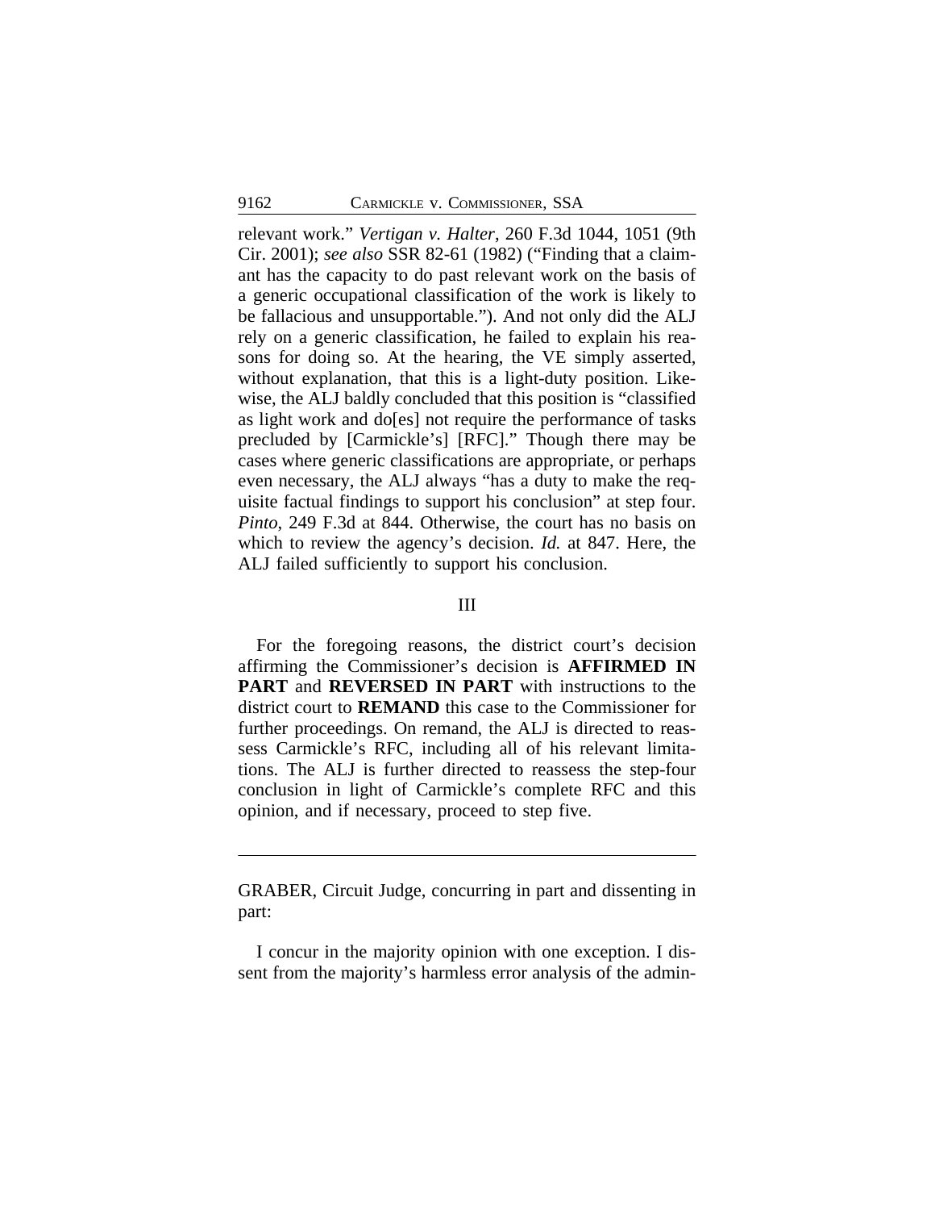relevant work." *Vertigan v. Halter*, 260 F.3d 1044, 1051 (9th Cir. 2001); *see also* SSR 82-61 (1982) ("Finding that a claimant has the capacity to do past relevant work on the basis of a generic occupational classification of the work is likely to be fallacious and unsupportable."). And not only did the ALJ rely on a generic classification, he failed to explain his reasons for doing so. At the hearing, the VE simply asserted, without explanation, that this is a light-duty position. Likewise, the ALJ baldly concluded that this position is "classified as light work and do[es] not require the performance of tasks precluded by [Carmickle's] [RFC]." Though there may be cases where generic classifications are appropriate, or perhaps even necessary, the ALJ always "has a duty to make the requisite factual findings to support his conclusion" at step four. *Pinto*, 249 F.3d at 844. Otherwise, the court has no basis on which to review the agency's decision. *Id.* at 847. Here, the ALJ failed sufficiently to support his conclusion.

## III

For the foregoing reasons, the district court's decision affirming the Commissioner's decision is **AFFIRMED IN PART** and **REVERSED IN PART** with instructions to the district court to **REMAND** this case to the Commissioner for further proceedings. On remand, the ALJ is directed to reassess Carmickle's RFC, including all of his relevant limitations. The ALJ is further directed to reassess the step-four conclusion in light of Carmickle's complete RFC and this opinion, and if necessary, proceed to step five.

---

GRABER, Circuit Judge, concurring in part and dissenting in part:

I concur in the majority opinion with one exception. I dissent from the majority's harmless error analysis of the admin-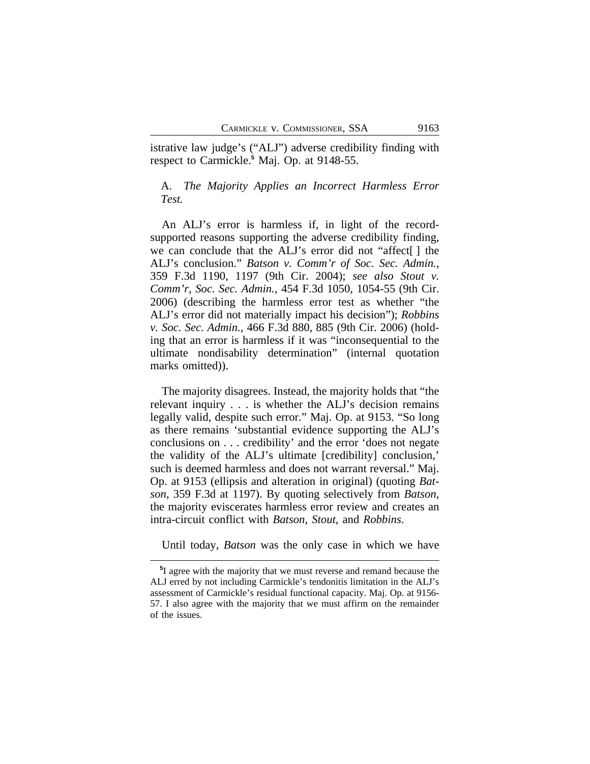istrative law judge's ("ALJ") adverse credibility finding with respect to Carmickle.[5] Maj. Op. at 9148-55.

### A. *The Majority Applies an Incorrect Harmless Error Test.*

An ALJ's error is harmless if, in light of the record-supported reasons supporting the adverse credibility finding, we can conclude that the ALJ's error did not "affect[ ] the ALJ's conclusion." *Batson v. Comm'r of Soc. Sec. Admin.*, 359 F.3d 1190, 1197 (9th Cir. 2004); *see also Stout v. Comm'r, Soc. Sec. Admin.*, 454 F.3d 1050, 1054-55 (9th Cir. 2006) (describing the harmless error test as whether "the ALJ's error did not materially impact his decision"); *Robbins v. Soc. Sec. Admin.*, 466 F.3d 880, 885 (9th Cir. 2006) (holding that an error is harmless if it was "inconsequential to the ultimate nondisability determination" (internal quotation marks omitted)).

The majority disagrees. Instead, the majority holds that "the relevant inquiry . . . is whether the ALJ's decision remains legally valid, despite such error." Maj. Op. at 9153. "So long as there remains 'substantial evidence supporting the ALJ's conclusions on . . . credibility' and the error 'does not negate the validity of the ALJ's ultimate [credibility] conclusion,' such is deemed harmless and does not warrant reversal." Maj. Op. at 9153 (ellipsis and alteration in original) (quoting *Batson*, 359 F.3d at 1197). By quoting selectively from *Batson*, the majority eviscerates harmless error review and creates an intra-circuit conflict with *Batson*, *Stout*, and *Robbins*.

Until today, *Batson* was the only case in which we have

---

[5] I agree with the majority that we must reverse and remand because the ALJ erred by not including Carmickle's tendonitis limitation in the ALJ's assessment of Carmickle's residual functional capacity. Maj. Op. at 9156-57. I also agree with the majority that we must affirm on the remainder of the issues.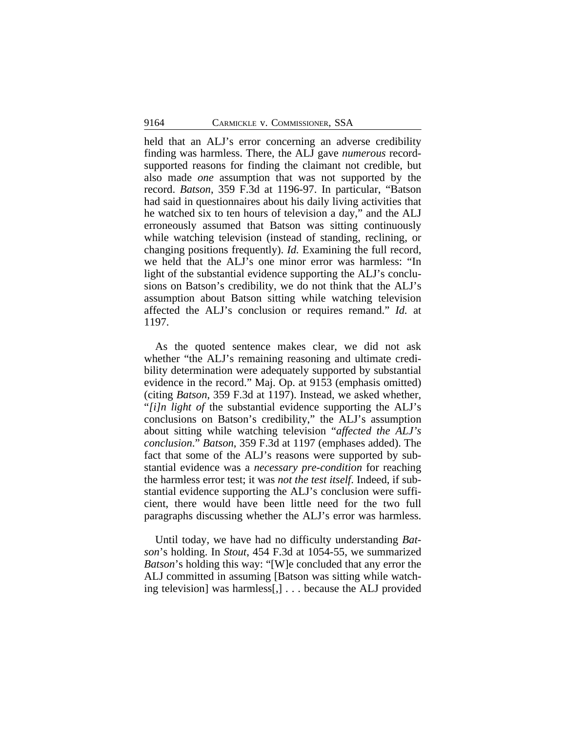held that an ALJ's error concerning an adverse credibility finding was harmless. There, the ALJ gave *numerous* record-supported reasons for finding the claimant not credible, but also made *one* assumption that was not supported by the record. *Batson*, 359 F.3d at 1196-97. In particular, "Batson had said in questionnaires about his daily living activities that he watched six to ten hours of television a day," and the ALJ erroneously assumed that Batson was sitting continuously while watching television (instead of standing, reclining, or changing positions frequently). *Id.* Examining the full record, we held that the ALJ's one minor error was harmless: "In light of the substantial evidence supporting the ALJ's conclusions on Batson's credibility, we do not think that the ALJ's assumption about Batson sitting while watching television affected the ALJ's conclusion or requires remand." *Id.* at 1197.

As the quoted sentence makes clear, we did not ask whether "the ALJ's remaining reasoning and ultimate credibility determination were adequately supported by substantial evidence in the record." Maj. Op. at 9153 (emphasis omitted) (citing *Batson*, 359 F.3d at 1197). Instead, we asked whether, "*[i]n light of* the substantial evidence supporting the ALJ's conclusions on Batson's credibility," the ALJ's assumption about sitting while watching television "*affected the ALJ's conclusion*." *Batson*, 359 F.3d at 1197 (emphases added). The fact that some of the ALJ's reasons were supported by substantial evidence was a *necessary pre-condition* for reaching the harmless error test; it was *not the test itself*. Indeed, if substantial evidence supporting the ALJ's conclusion were sufficient, there would have been little need for the two full paragraphs discussing whether the ALJ's error was harmless.

Until today, we have had no difficulty understanding *Batson*'s holding. In *Stout*, 454 F.3d at 1054-55, we summarized *Batson*'s holding this way: "[W]e concluded that any error the ALJ committed in assuming [Batson was sitting while watching television] was harmless[,] . . . because the ALJ provided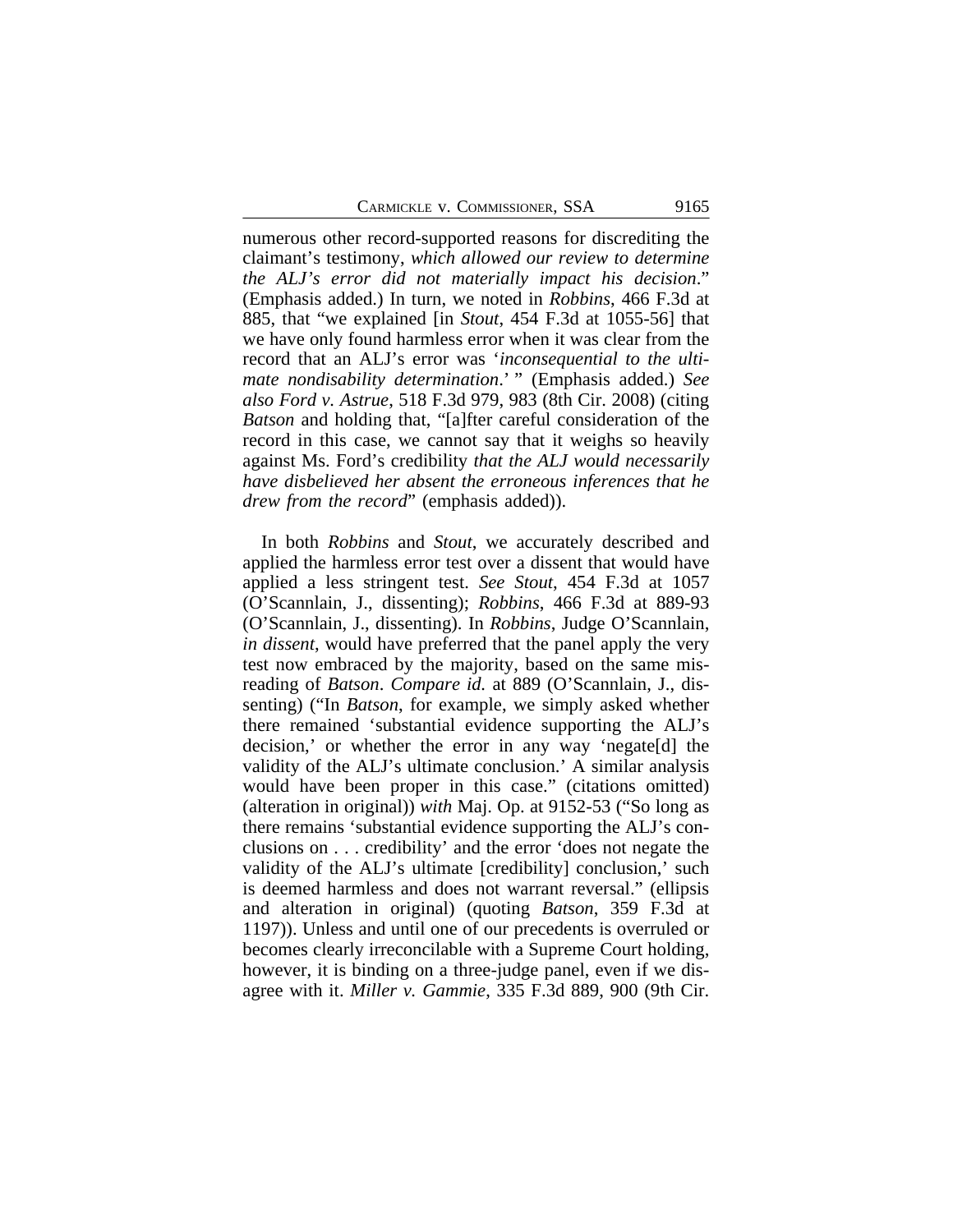numerous other record-supported reasons for discrediting the claimant's testimony, *which allowed our review to determine the ALJ's error did not materially impact his decision*." (Emphasis added.) In turn, we noted in *Robbins*, 466 F.3d at 885, that "we explained [in *Stout*, 454 F.3d at 1055-56] that we have only found harmless error when it was clear from the record that an ALJ's error was '*inconsequential to the ultimate nondisability determination*.' " (Emphasis added.) *See also Ford v. Astrue*, 518 F.3d 979, 983 (8th Cir. 2008) (citing *Batson* and holding that, "[a]fter careful consideration of the record in this case, we cannot say that it weighs so heavily against Ms. Ford's credibility *that the ALJ would necessarily have disbelieved her absent the erroneous inferences that he drew from the record*" (emphasis added)).

In both *Robbins* and *Stout*, we accurately described and applied the harmless error test over a dissent that would have applied a less stringent test. *See Stout*, 454 F.3d at 1057 (O'Scannlain, J., dissenting); *Robbins*, 466 F.3d at 889-93 (O'Scannlain, J., dissenting). In *Robbins*, Judge O'Scannlain, *in dissent*, would have preferred that the panel apply the very test now embraced by the majority, based on the same misreading of *Batson*. *Compare id.* at 889 (O'Scannlain, J., dissenting) ("In *Batson*, for example, we simply asked whether there remained 'substantial evidence supporting the ALJ's decision,' or whether the error in any way 'negate[d] the validity of the ALJ's ultimate conclusion.' A similar analysis would have been proper in this case." (citations omitted) (alteration in original)) *with* Maj. Op. at 9152-53 ("So long as there remains 'substantial evidence supporting the ALJ's conclusions on . . . credibility' and the error 'does not negate the validity of the ALJ's ultimate [credibility] conclusion,' such is deemed harmless and does not warrant reversal." (ellipsis and alteration in original) (quoting *Batson*, 359 F.3d at 1197)). Unless and until one of our precedents is overruled or becomes clearly irreconcilable with a Supreme Court holding, however, it is binding on a three-judge panel, even if we disagree with it. *Miller v. Gammie*, 335 F.3d 889, 900 (9th Cir.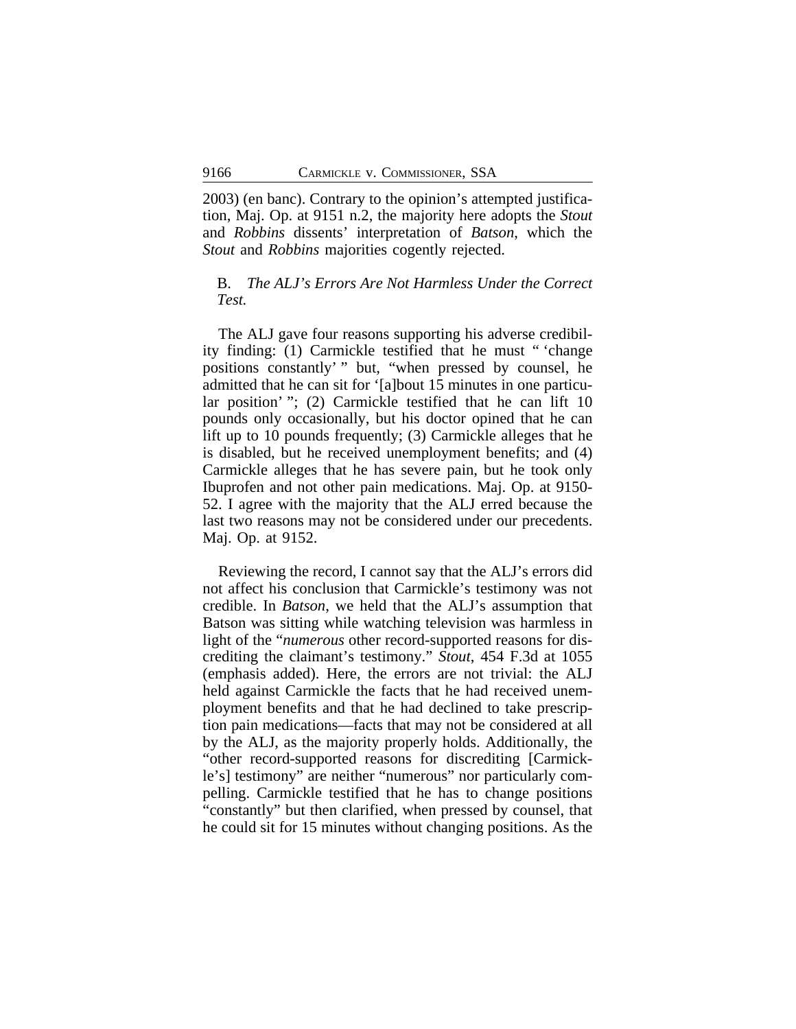2003) (en banc). Contrary to the opinion's attempted justification, Maj. Op. at 9151 n.2, the majority here adopts the *Stout* and *Robbins* dissents' interpretation of *Batson*, which the *Stout* and *Robbins* majorities cogently rejected.

B. *The ALJ's Errors Are Not Harmless Under the Correct Test.*

The ALJ gave four reasons supporting his adverse credibility finding: (1) Carmickle testified that he must " 'change positions constantly' " but, "when pressed by counsel, he admitted that he can sit for '[a]bout 15 minutes in one particular position' "; (2) Carmickle testified that he can lift 10 pounds only occasionally, but his doctor opined that he can lift up to 10 pounds frequently; (3) Carmickle alleges that he is disabled, but he received unemployment benefits; and (4) Carmickle alleges that he has severe pain, but he took only Ibuprofen and not other pain medications. Maj. Op. at 9150-52. I agree with the majority that the ALJ erred because the last two reasons may not be considered under our precedents. Maj. Op. at 9152.

Reviewing the record, I cannot say that the ALJ's errors did not affect his conclusion that Carmickle's testimony was not credible. In *Batson*, we held that the ALJ's assumption that Batson was sitting while watching television was harmless in light of the "*numerous* other record-supported reasons for discrediting the claimant's testimony." *Stout*, 454 F.3d at 1055 (emphasis added). Here, the errors are not trivial: the ALJ held against Carmickle the facts that he had received unemployment benefits and that he had declined to take prescription pain medications—facts that may not be considered at all by the ALJ, as the majority properly holds. Additionally, the "other record-supported reasons for discrediting [Carmickle's] testimony" are neither "numerous" nor particularly compelling. Carmickle testified that he has to change positions "constantly" but then clarified, when pressed by counsel, that he could sit for 15 minutes without changing positions. As the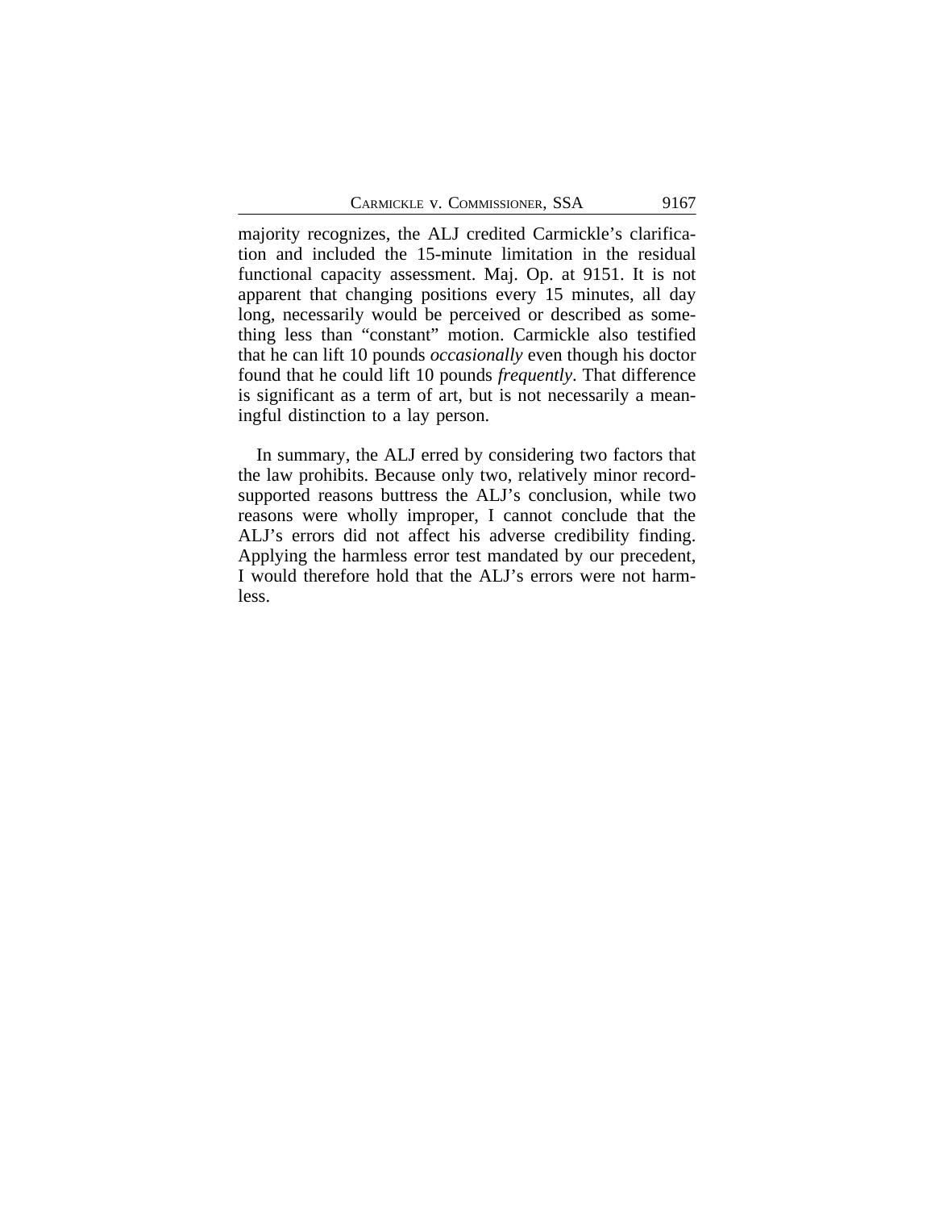majority recognizes, the ALJ credited Carmickle's clarification and included the 15-minute limitation in the residual functional capacity assessment. Maj. Op. at 9151. It is not apparent that changing positions every 15 minutes, all day long, necessarily would be perceived or described as something less than "constant" motion. Carmickle also testified that he can lift 10 pounds *occasionally* even though his doctor found that he could lift 10 pounds *frequently*. That difference is significant as a term of art, but is not necessarily a meaningful distinction to a lay person.

In summary, the ALJ erred by considering two factors that the law prohibits. Because only two, relatively minor record-supported reasons buttress the ALJ's conclusion, while two reasons were wholly improper, I cannot conclude that the ALJ's errors did not affect his adverse credibility finding. Applying the harmless error test mandated by our precedent, I would therefore hold that the ALJ's errors were not harmless.